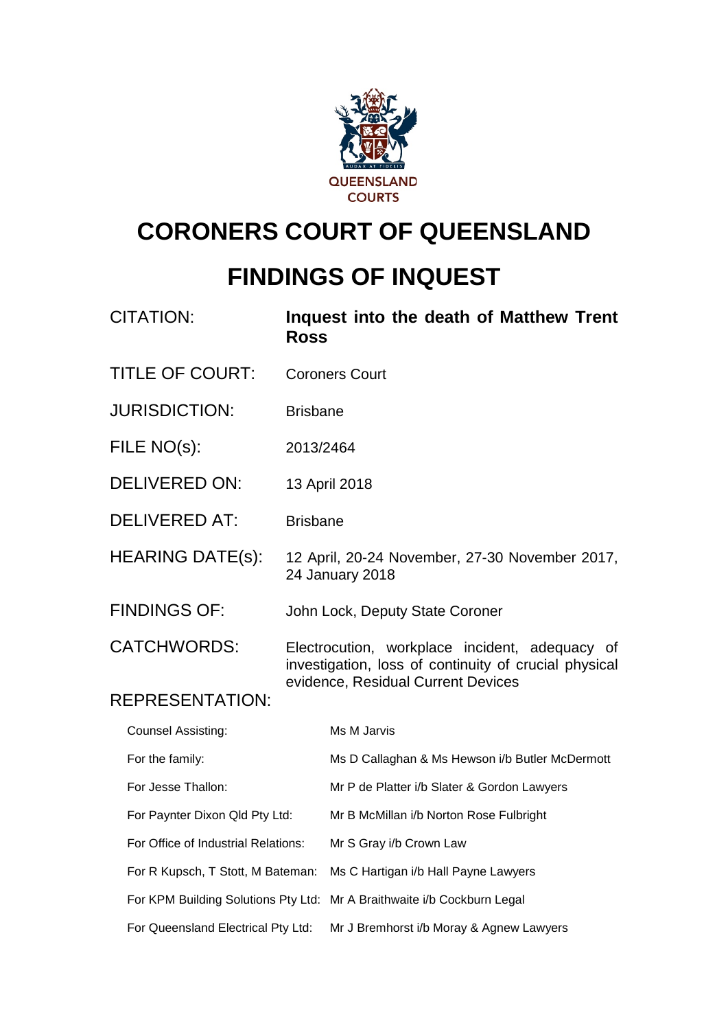QUEENSLAND COURTS

# CORONERS COURT OF QUEENSLAND

# FINDINGS OF INQUEST

| | |
|---|---|
| CITATION: | **Inquest into the death of Matthew Trent Ross** |
| TITLE OF COURT: | Coroners Court |
| JURISDICTION: | Brisbane |
| FILE NO(s): | 2013/2464 |
| DELIVERED ON: | 13 April 2018 |
| DELIVERED AT: | Brisbane |
| HEARING DATE(s): | 12 April, 20-24 November, 27-30 November 2017, 24 January 2018 |
| FINDINGS OF: | John Lock, Deputy State Coroner |
| CATCHWORDS: | Electrocution, workplace incident, adequacy of investigation, loss of continuity of crucial physical evidence, Residual Current Devices |

REPRESENTATION:

| | |
|---|---|
| Counsel Assisting: | Ms M Jarvis |
| For the family: | Ms D Callaghan & Ms Hewson i/b Butler McDermott |
| For Jesse Thallon: | Mr P de Platter i/b Slater & Gordon Lawyers |
| For Paynter Dixon Qld Pty Ltd: | Mr B McMillan i/b Norton Rose Fulbright |
| For Office of Industrial Relations: | Mr S Gray i/b Crown Law |
| For R Kupsch, T Stott, M Bateman: | Ms C Hartigan i/b Hall Payne Lawyers |
| For KPM Building Solutions Pty Ltd: | Mr A Braithwaite i/b Cockburn Legal |
| For Queensland Electrical Pty Ltd: | Mr J Bremhorst i/b Moray & Agnew Lawyers |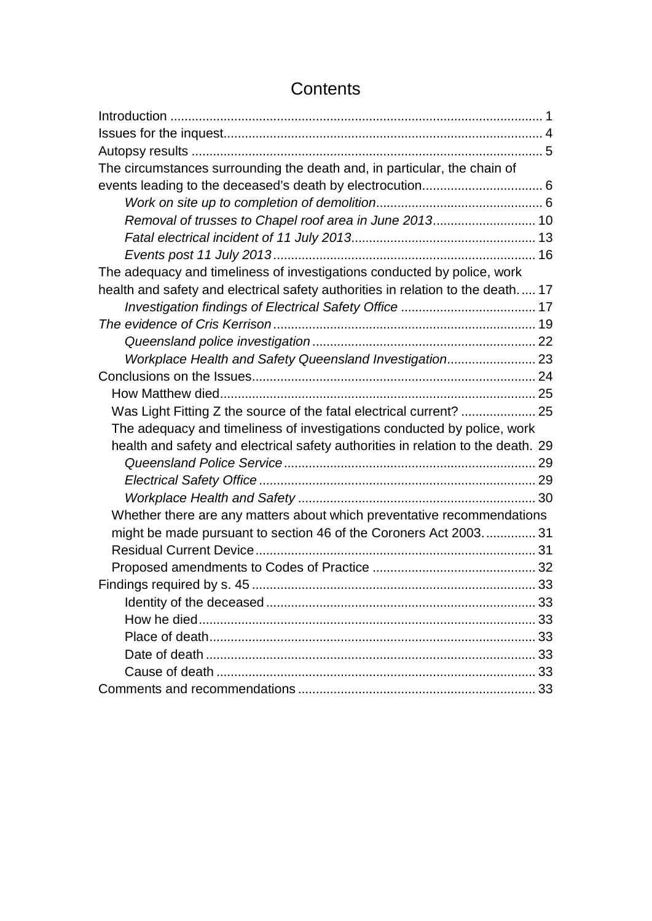# Contents

Introduction ........................................................................................................ 1
Issues for the inquest......................................................................................... 4
Autopsy results .................................................................................................. 5
The circumstances surrounding the death and, in particular, the chain of events leading to the deceased's death by electrocution.................................. 6
    *Work on site up to completion of demolition*.............................................. 6
    *Removal of trusses to Chapel roof area in June 2013*............................. 10
    *Fatal electrical incident of 11 July 2013*.................................................... 13
    *Events post 11 July 2013*......................................................................... 16
The adequacy and timeliness of investigations conducted by police, work health and safety and electrical safety authorities in relation to the death. .... 17
    *Investigation findings of Electrical Safety Office* ...................................... 17
*The evidence of Cris Kerrison*......................................................................... 19
    *Queensland police investigation*.............................................................. 22
    *Workplace Health and Safety Queensland Investigation*......................... 23
Conclusions on the Issues............................................................................... 24
  How Matthew died........................................................................................ 25
  Was Light Fitting Z the source of the fatal electrical current? ..................... 25
  The adequacy and timeliness of investigations conducted by police, work health and safety and electrical safety authorities in relation to the death. 29
    *Queensland Police Service*...................................................................... 29
    *Electrical Safety Office* ............................................................................. 29
    *Workplace Health and Safety* .................................................................. 30
  Whether there are any matters about which preventative recommendations might be made pursuant to section 46 of the Coroners Act 2003. .............. 31
  Residual Current Device.............................................................................. 31
  Proposed amendments to Codes of Practice ............................................. 32
Findings required by s. 45 ............................................................................... 33
    Identity of the deceased ........................................................................... 33
    How he died.............................................................................................. 33
    Place of death........................................................................................... 33
    Date of death ............................................................................................ 33
    Cause of death ......................................................................................... 33
Comments and recommendations .................................................................. 33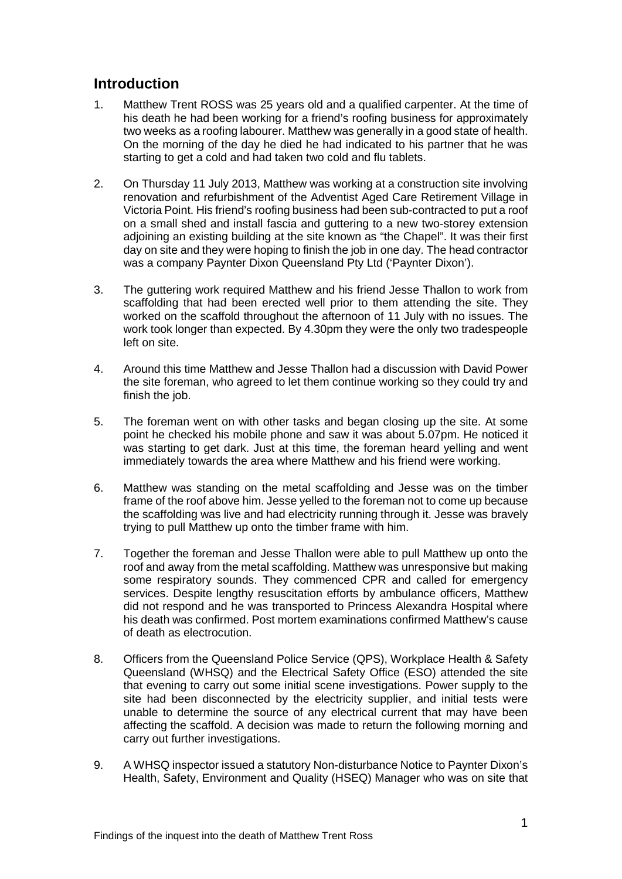## Introduction

1. Matthew Trent ROSS was 25 years old and a qualified carpenter. At the time of his death he had been working for a friend's roofing business for approximately two weeks as a roofing labourer. Matthew was generally in a good state of health. On the morning of the day he died he had indicated to his partner that he was starting to get a cold and had taken two cold and flu tablets.

2. On Thursday 11 July 2013, Matthew was working at a construction site involving renovation and refurbishment of the Adventist Aged Care Retirement Village in Victoria Point. His friend's roofing business had been sub-contracted to put a roof on a small shed and install fascia and guttering to a new two-storey extension adjoining an existing building at the site known as "the Chapel". It was their first day on site and they were hoping to finish the job in one day. The head contractor was a company Paynter Dixon Queensland Pty Ltd ('Paynter Dixon').

3. The guttering work required Matthew and his friend Jesse Thallon to work from scaffolding that had been erected well prior to them attending the site. They worked on the scaffold throughout the afternoon of 11 July with no issues. The work took longer than expected. By 4.30pm they were the only two tradespeople left on site.

4. Around this time Matthew and Jesse Thallon had a discussion with David Power the site foreman, who agreed to let them continue working so they could try and finish the job.

5. The foreman went on with other tasks and began closing up the site. At some point he checked his mobile phone and saw it was about 5.07pm. He noticed it was starting to get dark. Just at this time, the foreman heard yelling and went immediately towards the area where Matthew and his friend were working.

6. Matthew was standing on the metal scaffolding and Jesse was on the timber frame of the roof above him. Jesse yelled to the foreman not to come up because the scaffolding was live and had electricity running through it. Jesse was bravely trying to pull Matthew up onto the timber frame with him.

7. Together the foreman and Jesse Thallon were able to pull Matthew up onto the roof and away from the metal scaffolding. Matthew was unresponsive but making some respiratory sounds. They commenced CPR and called for emergency services. Despite lengthy resuscitation efforts by ambulance officers, Matthew did not respond and he was transported to Princess Alexandra Hospital where his death was confirmed. Post mortem examinations confirmed Matthew's cause of death as electrocution.

8. Officers from the Queensland Police Service (QPS), Workplace Health & Safety Queensland (WHSQ) and the Electrical Safety Office (ESO) attended the site that evening to carry out some initial scene investigations. Power supply to the site had been disconnected by the electricity supplier, and initial tests were unable to determine the source of any electrical current that may have been affecting the scaffold. A decision was made to return the following morning and carry out further investigations.

9. A WHSQ inspector issued a statutory Non-disturbance Notice to Paynter Dixon's Health, Safety, Environment and Quality (HSEQ) Manager who was on site that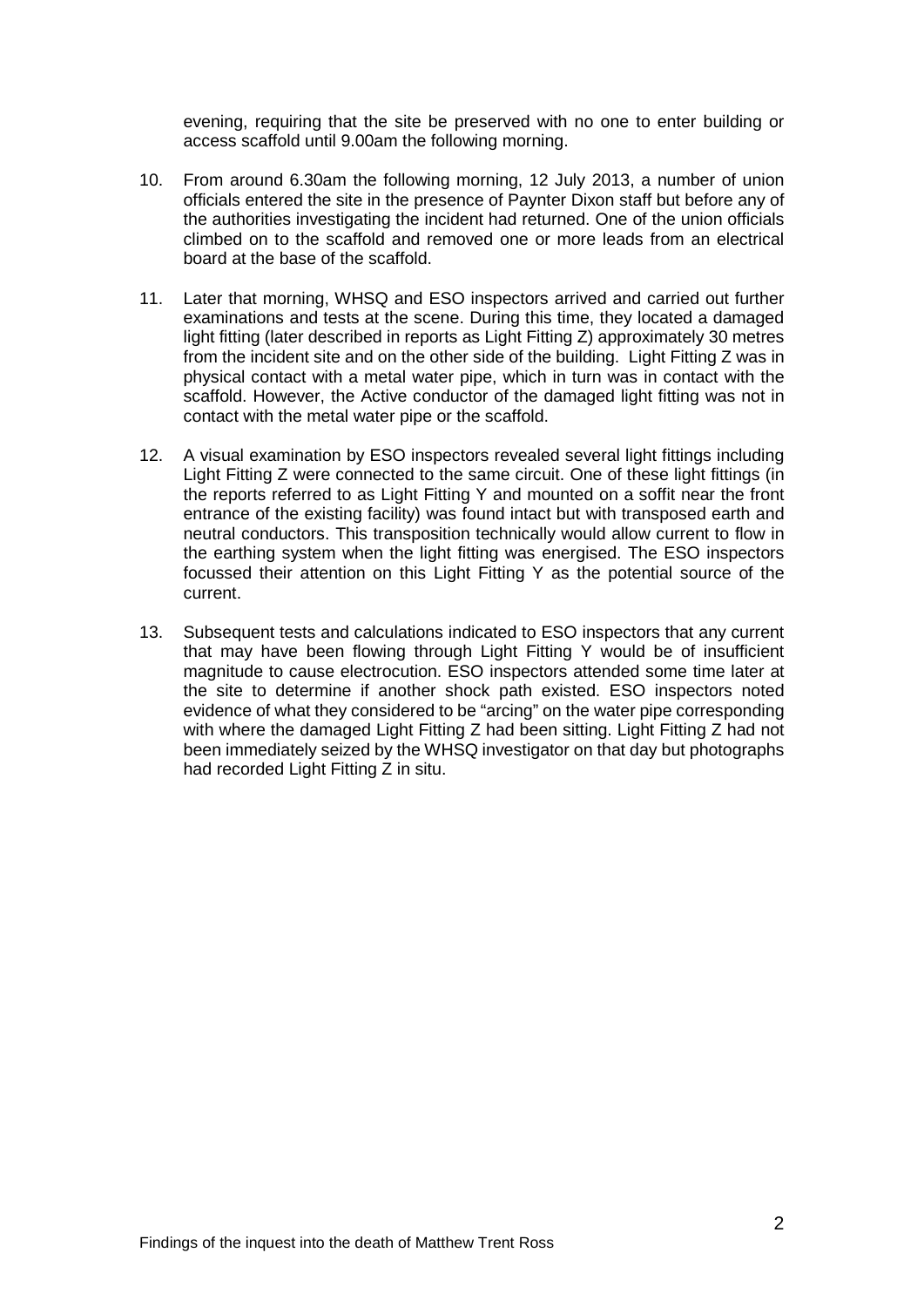evening, requiring that the site be preserved with no one to enter building or access scaffold until 9.00am the following morning.

10. From around 6.30am the following morning, 12 July 2013, a number of union officials entered the site in the presence of Paynter Dixon staff but before any of the authorities investigating the incident had returned. One of the union officials climbed on to the scaffold and removed one or more leads from an electrical board at the base of the scaffold.

11. Later that morning, WHSQ and ESO inspectors arrived and carried out further examinations and tests at the scene. During this time, they located a damaged light fitting (later described in reports as Light Fitting Z) approximately 30 metres from the incident site and on the other side of the building. Light Fitting Z was in physical contact with a metal water pipe, which in turn was in contact with the scaffold. However, the Active conductor of the damaged light fitting was not in contact with the metal water pipe or the scaffold.

12. A visual examination by ESO inspectors revealed several light fittings including Light Fitting Z were connected to the same circuit. One of these light fittings (in the reports referred to as Light Fitting Y and mounted on a soffit near the front entrance of the existing facility) was found intact but with transposed earth and neutral conductors. This transposition technically would allow current to flow in the earthing system when the light fitting was energised. The ESO inspectors focussed their attention on this Light Fitting Y as the potential source of the current.

13. Subsequent tests and calculations indicated to ESO inspectors that any current that may have been flowing through Light Fitting Y would be of insufficient magnitude to cause electrocution. ESO inspectors attended some time later at the site to determine if another shock path existed. ESO inspectors noted evidence of what they considered to be "arcing" on the water pipe corresponding with where the damaged Light Fitting Z had been sitting. Light Fitting Z had not been immediately seized by the WHSQ investigator on that day but photographs had recorded Light Fitting Z in situ.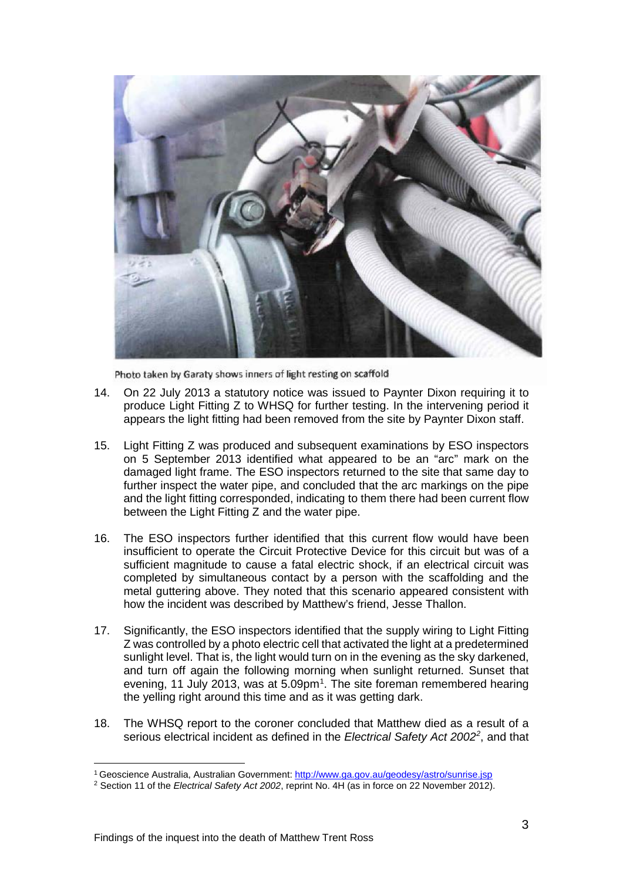Photo taken by Garaty shows inners of light resting on scaffold

14. On 22 July 2013 a statutory notice was issued to Paynter Dixon requiring it to produce Light Fitting Z to WHSQ for further testing. In the intervening period it appears the light fitting had been removed from the site by Paynter Dixon staff.

15. Light Fitting Z was produced and subsequent examinations by ESO inspectors on 5 September 2013 identified what appeared to be an "arc" mark on the damaged light frame. The ESO inspectors returned to the site that same day to further inspect the water pipe, and concluded that the arc markings on the pipe and the light fitting corresponded, indicating to them there had been current flow between the Light Fitting Z and the water pipe.

16. The ESO inspectors further identified that this current flow would have been insufficient to operate the Circuit Protective Device for this circuit but was of a sufficient magnitude to cause a fatal electric shock, if an electrical circuit was completed by simultaneous contact by a person with the scaffolding and the metal guttering above. They noted that this scenario appeared consistent with how the incident was described by Matthew's friend, Jesse Thallon.

17. Significantly, the ESO inspectors identified that the supply wiring to Light Fitting Z was controlled by a photo electric cell that activated the light at a predetermined sunlight level. That is, the light would turn on in the evening as the sky darkened, and turn off again the following morning when sunlight returned. Sunset that evening, 11 July 2013, was at 5.09pm[1]. The site foreman remembered hearing the yelling right around this time and as it was getting dark.

18. The WHSQ report to the coroner concluded that Matthew died as a result of a serious electrical incident as defined in the *Electrical Safety Act 2002*[2], and that

---

[1] Geoscience Australia, Australian Government: http://www.ga.gov.au/geodesy/astro/sunrise.jsp

[2] Section 11 of the *Electrical Safety Act 2002*, reprint No. 4H (as in force on 22 November 2012).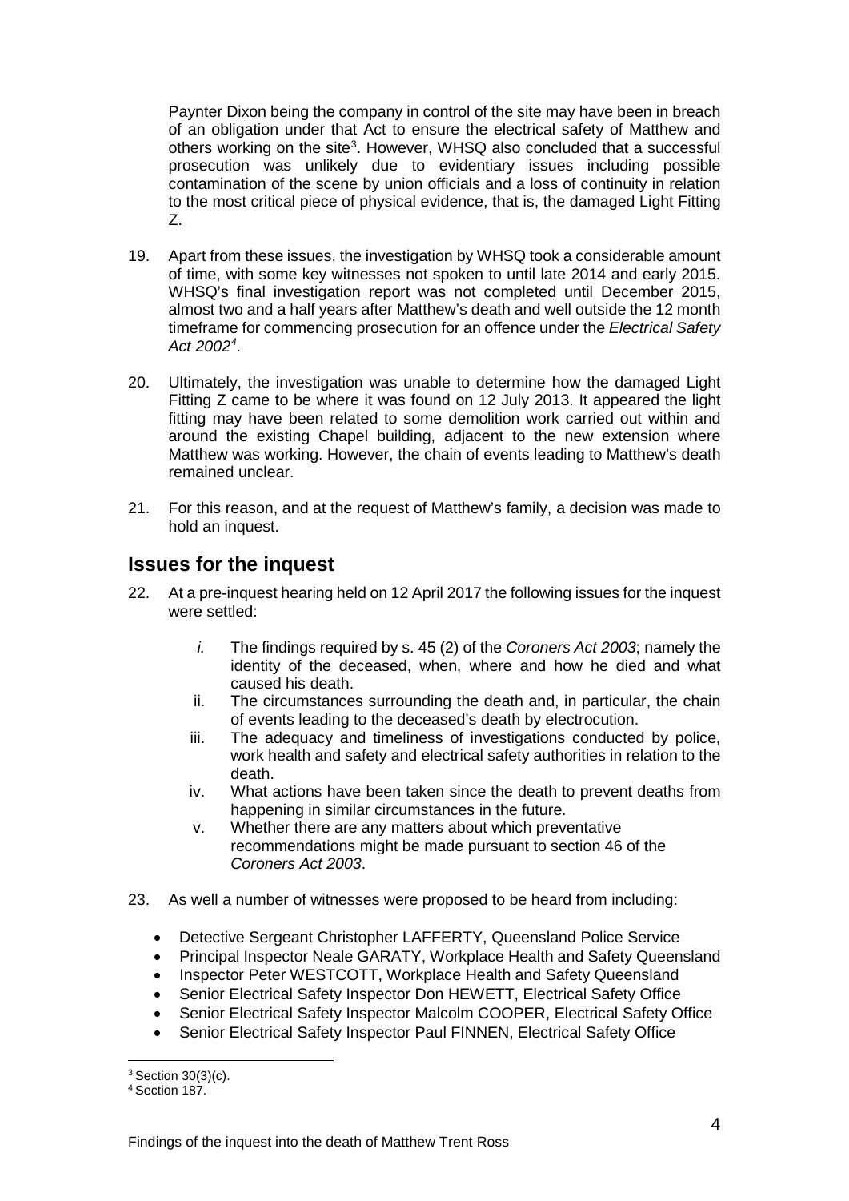Paynter Dixon being the company in control of the site may have been in breach of an obligation under that Act to ensure the electrical safety of Matthew and others working on the site[3]. However, WHSQ also concluded that a successful prosecution was unlikely due to evidentiary issues including possible contamination of the scene by union officials and a loss of continuity in relation to the most critical piece of physical evidence, that is, the damaged Light Fitting Z.

19. Apart from these issues, the investigation by WHSQ took a considerable amount of time, with some key witnesses not spoken to until late 2014 and early 2015. WHSQ's final investigation report was not completed until December 2015, almost two and a half years after Matthew's death and well outside the 12 month timeframe for commencing prosecution for an offence under the *Electrical Safety Act 2002*[4].

20. Ultimately, the investigation was unable to determine how the damaged Light Fitting Z came to be where it was found on 12 July 2013. It appeared the light fitting may have been related to some demolition work carried out within and around the existing Chapel building, adjacent to the new extension where Matthew was working. However, the chain of events leading to Matthew's death remained unclear.

21. For this reason, and at the request of Matthew's family, a decision was made to hold an inquest.

## Issues for the inquest

22. At a pre-inquest hearing held on 12 April 2017 the following issues for the inquest were settled:

    i. The findings required by s. 45 (2) of the *Coroners Act 2003*; namely the identity of the deceased, when, where and how he died and what caused his death.
    ii. The circumstances surrounding the death and, in particular, the chain of events leading to the deceased's death by electrocution.
    iii. The adequacy and timeliness of investigations conducted by police, work health and safety and electrical safety authorities in relation to the death.
    iv. What actions have been taken since the death to prevent deaths from happening in similar circumstances in the future.
    v. Whether there are any matters about which preventative recommendations might be made pursuant to section 46 of the *Coroners Act 2003*.

23. As well a number of witnesses were proposed to be heard from including:

    - Detective Sergeant Christopher LAFFERTY, Queensland Police Service
    - Principal Inspector Neale GARATY, Workplace Health and Safety Queensland
    - Inspector Peter WESTCOTT, Workplace Health and Safety Queensland
    - Senior Electrical Safety Inspector Don HEWETT, Electrical Safety Office
    - Senior Electrical Safety Inspector Malcolm COOPER, Electrical Safety Office
    - Senior Electrical Safety Inspector Paul FINNEN, Electrical Safety Office

---

[3] Section 30(3)(c).

[4] Section 187.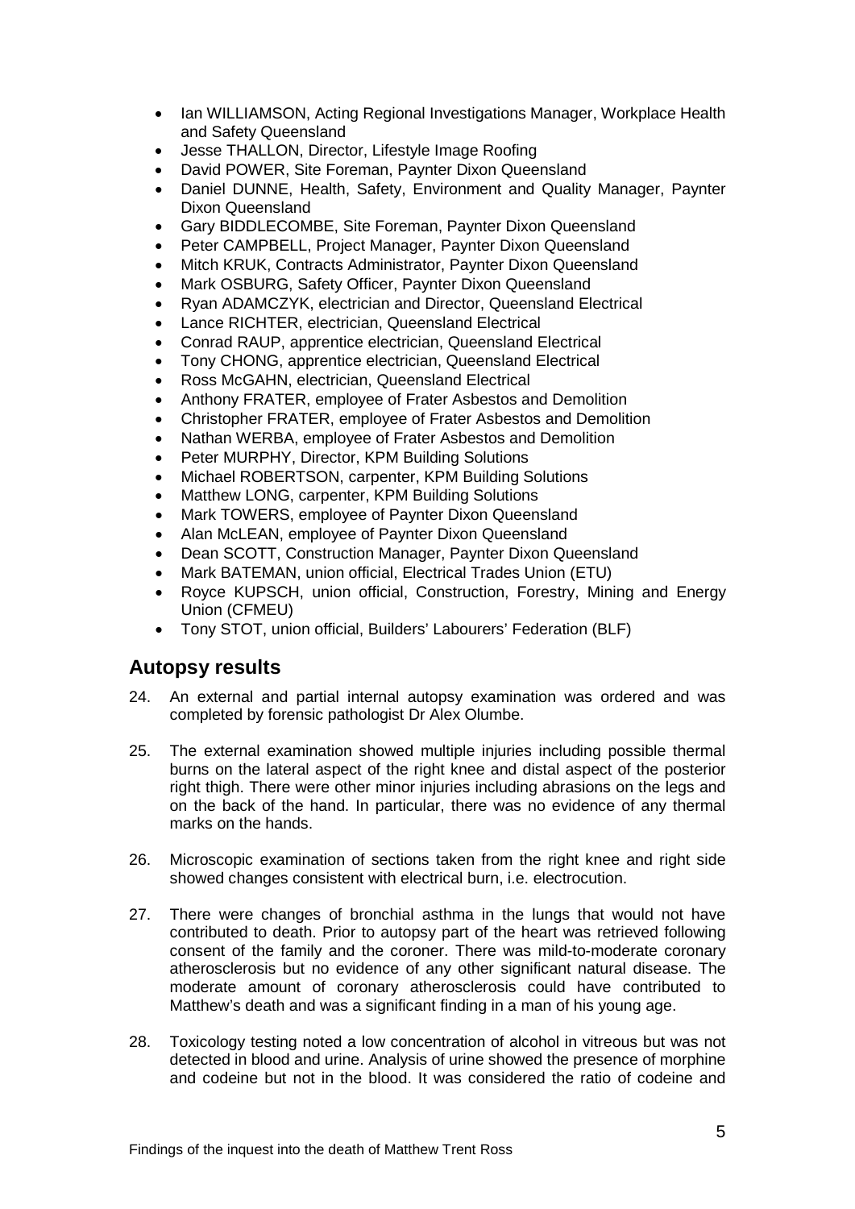- Ian WILLIAMSON, Acting Regional Investigations Manager, Workplace Health and Safety Queensland
- Jesse THALLON, Director, Lifestyle Image Roofing
- David POWER, Site Foreman, Paynter Dixon Queensland
- Daniel DUNNE, Health, Safety, Environment and Quality Manager, Paynter Dixon Queensland
- Gary BIDDLECOMBE, Site Foreman, Paynter Dixon Queensland
- Peter CAMPBELL, Project Manager, Paynter Dixon Queensland
- Mitch KRUK, Contracts Administrator, Paynter Dixon Queensland
- Mark OSBURG, Safety Officer, Paynter Dixon Queensland
- Ryan ADAMCZYK, electrician and Director, Queensland Electrical
- Lance RICHTER, electrician, Queensland Electrical
- Conrad RAUP, apprentice electrician, Queensland Electrical
- Tony CHONG, apprentice electrician, Queensland Electrical
- Ross McGAHN, electrician, Queensland Electrical
- Anthony FRATER, employee of Frater Asbestos and Demolition
- Christopher FRATER, employee of Frater Asbestos and Demolition
- Nathan WERBA, employee of Frater Asbestos and Demolition
- Peter MURPHY, Director, KPM Building Solutions
- Michael ROBERTSON, carpenter, KPM Building Solutions
- Matthew LONG, carpenter, KPM Building Solutions
- Mark TOWERS, employee of Paynter Dixon Queensland
- Alan McLEAN, employee of Paynter Dixon Queensland
- Dean SCOTT, Construction Manager, Paynter Dixon Queensland
- Mark BATEMAN, union official, Electrical Trades Union (ETU)
- Royce KUPSCH, union official, Construction, Forestry, Mining and Energy Union (CFMEU)
- Tony STOT, union official, Builders' Labourers' Federation (BLF)

## Autopsy results

24. An external and partial internal autopsy examination was ordered and was completed by forensic pathologist Dr Alex Olumbe.

25. The external examination showed multiple injuries including possible thermal burns on the lateral aspect of the right knee and distal aspect of the posterior right thigh. There were other minor injuries including abrasions on the legs and on the back of the hand. In particular, there was no evidence of any thermal marks on the hands.

26. Microscopic examination of sections taken from the right knee and right side showed changes consistent with electrical burn, i.e. electrocution.

27. There were changes of bronchial asthma in the lungs that would not have contributed to death. Prior to autopsy part of the heart was retrieved following consent of the family and the coroner. There was mild-to-moderate coronary atherosclerosis but no evidence of any other significant natural disease. The moderate amount of coronary atherosclerosis could have contributed to Matthew's death and was a significant finding in a man of his young age.

28. Toxicology testing noted a low concentration of alcohol in vitreous but was not detected in blood and urine. Analysis of urine showed the presence of morphine and codeine but not in the blood. It was considered the ratio of codeine and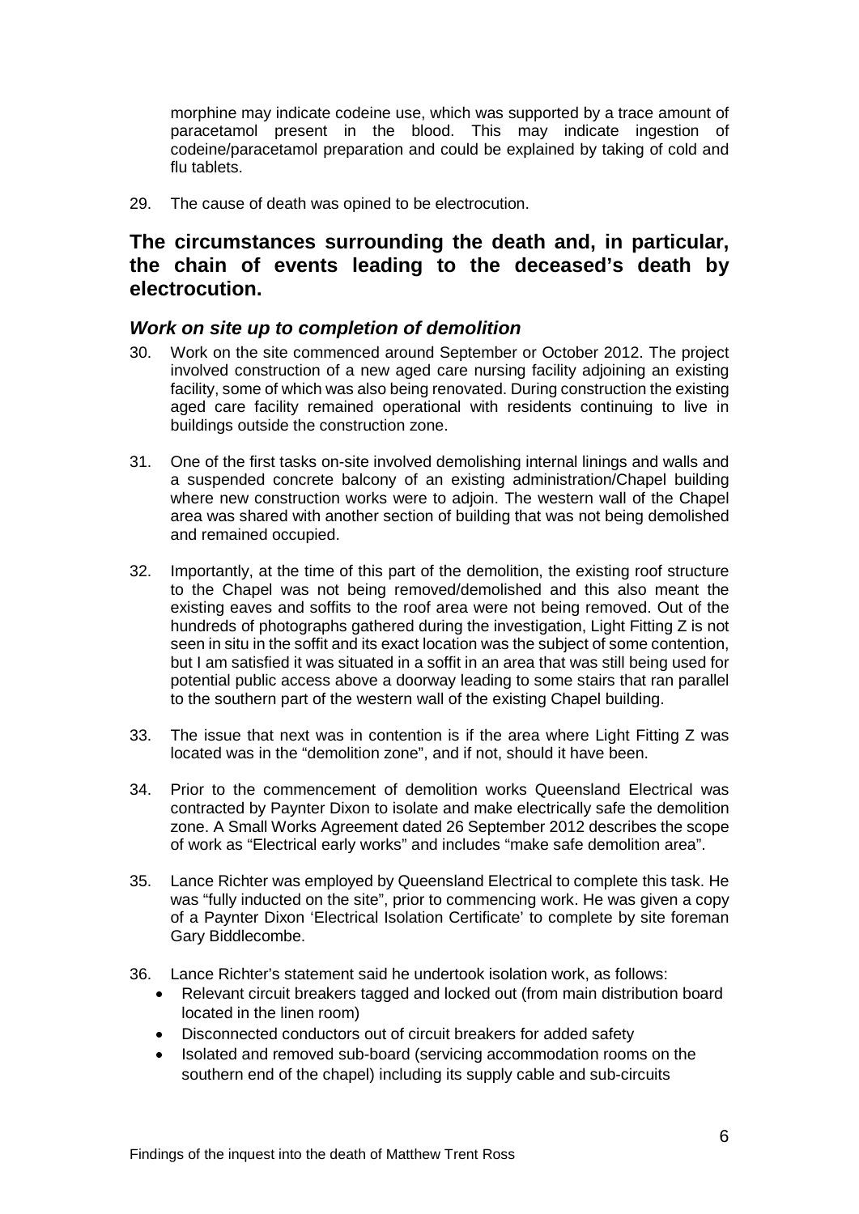morphine may indicate codeine use, which was supported by a trace amount of paracetamol present in the blood. This may indicate ingestion of codeine/paracetamol preparation and could be explained by taking of cold and flu tablets.

29. The cause of death was opined to be electrocution.

## The circumstances surrounding the death and, in particular, the chain of events leading to the deceased's death by electrocution.

### *Work on site up to completion of demolition*

30. Work on the site commenced around September or October 2012. The project involved construction of a new aged care nursing facility adjoining an existing facility, some of which was also being renovated. During construction the existing aged care facility remained operational with residents continuing to live in buildings outside the construction zone.

31. One of the first tasks on-site involved demolishing internal linings and walls and a suspended concrete balcony of an existing administration/Chapel building where new construction works were to adjoin. The western wall of the Chapel area was shared with another section of building that was not being demolished and remained occupied.

32. Importantly, at the time of this part of the demolition, the existing roof structure to the Chapel was not being removed/demolished and this also meant the existing eaves and soffits to the roof area were not being removed. Out of the hundreds of photographs gathered during the investigation, Light Fitting Z is not seen in situ in the soffit and its exact location was the subject of some contention, but I am satisfied it was situated in a soffit in an area that was still being used for potential public access above a doorway leading to some stairs that ran parallel to the southern part of the western wall of the existing Chapel building.

33. The issue that next was in contention is if the area where Light Fitting Z was located was in the "demolition zone", and if not, should it have been.

34. Prior to the commencement of demolition works Queensland Electrical was contracted by Paynter Dixon to isolate and make electrically safe the demolition zone. A Small Works Agreement dated 26 September 2012 describes the scope of work as "Electrical early works" and includes "make safe demolition area".

35. Lance Richter was employed by Queensland Electrical to complete this task. He was "fully inducted on the site", prior to commencing work. He was given a copy of a Paynter Dixon 'Electrical Isolation Certificate' to complete by site foreman Gary Biddlecombe.

36. Lance Richter's statement said he undertook isolation work, as follows:
    - Relevant circuit breakers tagged and locked out (from main distribution board located in the linen room)
    - Disconnected conductors out of circuit breakers for added safety
    - Isolated and removed sub-board (servicing accommodation rooms on the southern end of the chapel) including its supply cable and sub-circuits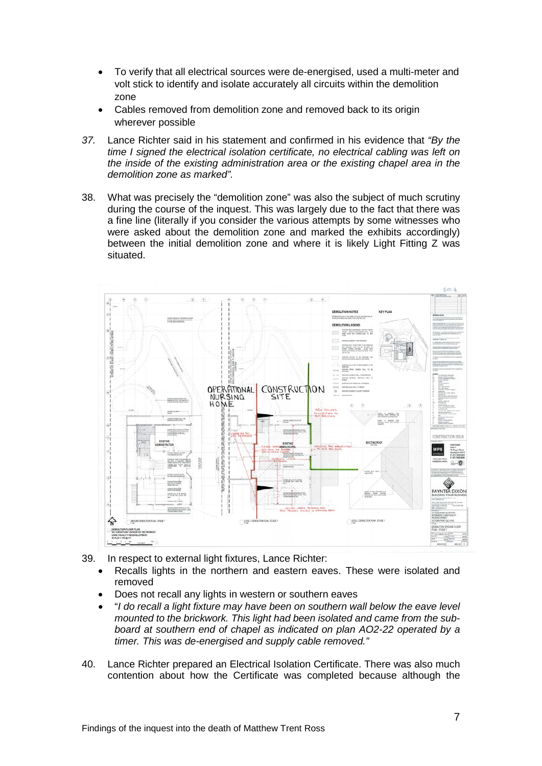- To verify that all electrical sources were de-energised, used a multi-meter and volt stick to identify and isolate accurately all circuits within the demolition zone
- Cables removed from demolition zone and removed back to its origin wherever possible

37. Lance Richter said in his statement and confirmed in his evidence that *"By the time I signed the electrical isolation certificate, no electrical cabling was left on the inside of the existing administration area or the existing chapel area in the demolition zone as marked".*

38. What was precisely the "demolition zone" was also the subject of much scrutiny during the course of the inquest. This was largely due to the fact that there was a fine line (literally if you consider the various attempts by some witnesses who were asked about the demolition zone and marked the exhibits accordingly) between the initial demolition zone and where it is likely Light Fitting Z was situated.

39. In respect to external light fixtures, Lance Richter:
    - Recalls lights in the northern and eastern eaves. These were isolated and removed
    - Does not recall any lights in western or southern eaves
    - "*I do recall a light fixture may have been on southern wall below the eave level mounted to the brickwork. This light had been isolated and came from the sub-board at southern end of chapel as indicated on plan AO2-22 operated by a timer. This was de-energised and supply cable removed."*

40. Lance Richter prepared an Electrical Isolation Certificate. There was also much contention about how the Certificate was completed because although the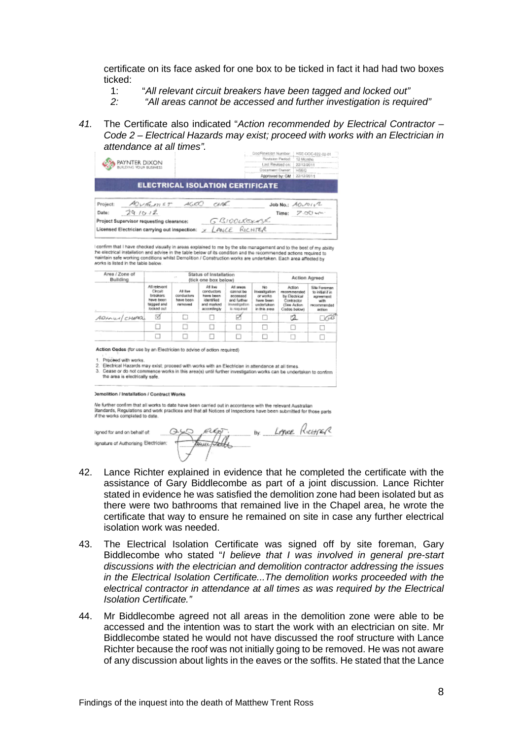certificate on its face asked for one box to be ticked in fact it had had two boxes ticked:

1: "*All relevant circuit breakers have been tagged and locked out"*
*2: "All areas cannot be accessed and further investigation is required"*

*41.* The Certificate also indicated "*Action recommended by Electrical Contractor – Code 2 – Electrical Hazards may exist; proceed with works with an Electrician in attendance at all times".*

| | Doc/Revision Number: | HSE-DOC-022-02-01 |
|---|---|---|
| PAYNTER DIXON BUILDING YOUR BUSINESS | Revision Period: | 12 Months |
| | Last Revised on: | 22/12/2011 |
| | Document Owner: | HSEQ |
| | Approved by: GM | 22/12/2011 |

**ELECTRICAL ISOLATION CERTIFICATE**

Project: ADVENTIST AGED CARE Job No.: A0/0102

Date: 29/10/12 Time: 7.00 am

Project Supervisor requesting clearance: G BIDDLECOMBE

Licensed Electrician carrying out inspection: x LANCE RICHTER

I confirm that I have checked visually in areas explained to me by the site management and to the best of my ability the electrical installation and advise in the table below of its condition and the recommended actions required to maintain safe working conditions whilst Demolition / Construction works are undertaken. Each area affected by works is listed in the table below.

| Area / Zone of Building | Status of Installation (tick one box below) | | | | | Action Agreed | |
|---|---|---|---|---|---|---|---|
| | All relevant Circuit breakers have been tagged and locked out | All live conductors have been removed | All live conductors have been identified and marked accordingly | All areas cannot be accessed and further investigation is required | No investigation or works have been undertaken in this area | Action recommended by Electrical Contractor (See Action Codes below) | Site Foreman to initial if in agreement with recommended action |
| ADMIN / CHAPEL | ☑ | ☐ | ☐ | ☑ | ☐ | 2 | GB |
| | ☐ | ☐ | ☐ | ☐ | ☐ | ☐ | ☐ |
| | ☐ | ☐ | ☐ | ☐ | ☐ | ☐ | ☐ |

Action Codes (for use by an Electrician to advise of action required)

1. Proceed with works.
2. Electrical Hazards may exist, proceed with works with an Electrician in attendance at all times.
3. Cease or do not commence works in this area(s) until further investigation works can be undertaken to confirm the area is electrically safe.

Demolition / Installation / Contract Works

We further confirm that all works to date have been carried out in accordance with the relevant Australian Standards, Regulations and work practices and that all Notices of Inspections have been submitted for those parts of the works completed to date.

Signed for and on behalf of: QLD ELECT. By: LANCE RICHTER

Signature of Authorising Electrician: [signature]

42. Lance Richter explained in evidence that he completed the certificate with the assistance of Gary Biddlecombe as part of a joint discussion. Lance Richter stated in evidence he was satisfied the demolition zone had been isolated but as there were two bathrooms that remained live in the Chapel area, he wrote the certificate that way to ensure he remained on site in case any further electrical isolation work was needed.

43. The Electrical Isolation Certificate was signed off by site foreman, Gary Biddlecombe who stated "*I believe that I was involved in general pre-start discussions with the electrician and demolition contractor addressing the issues in the Electrical Isolation Certificate...The demolition works proceeded with the electrical contractor in attendance at all times as was required by the Electrical Isolation Certificate."*

44. Mr Biddlecombe agreed not all areas in the demolition zone were able to be accessed and the intention was to start the work with an electrician on site. Mr Biddlecombe stated he would not have discussed the roof structure with Lance Richter because the roof was not initially going to be removed. He was not aware of any discussion about lights in the eaves or the soffits. He stated that the Lance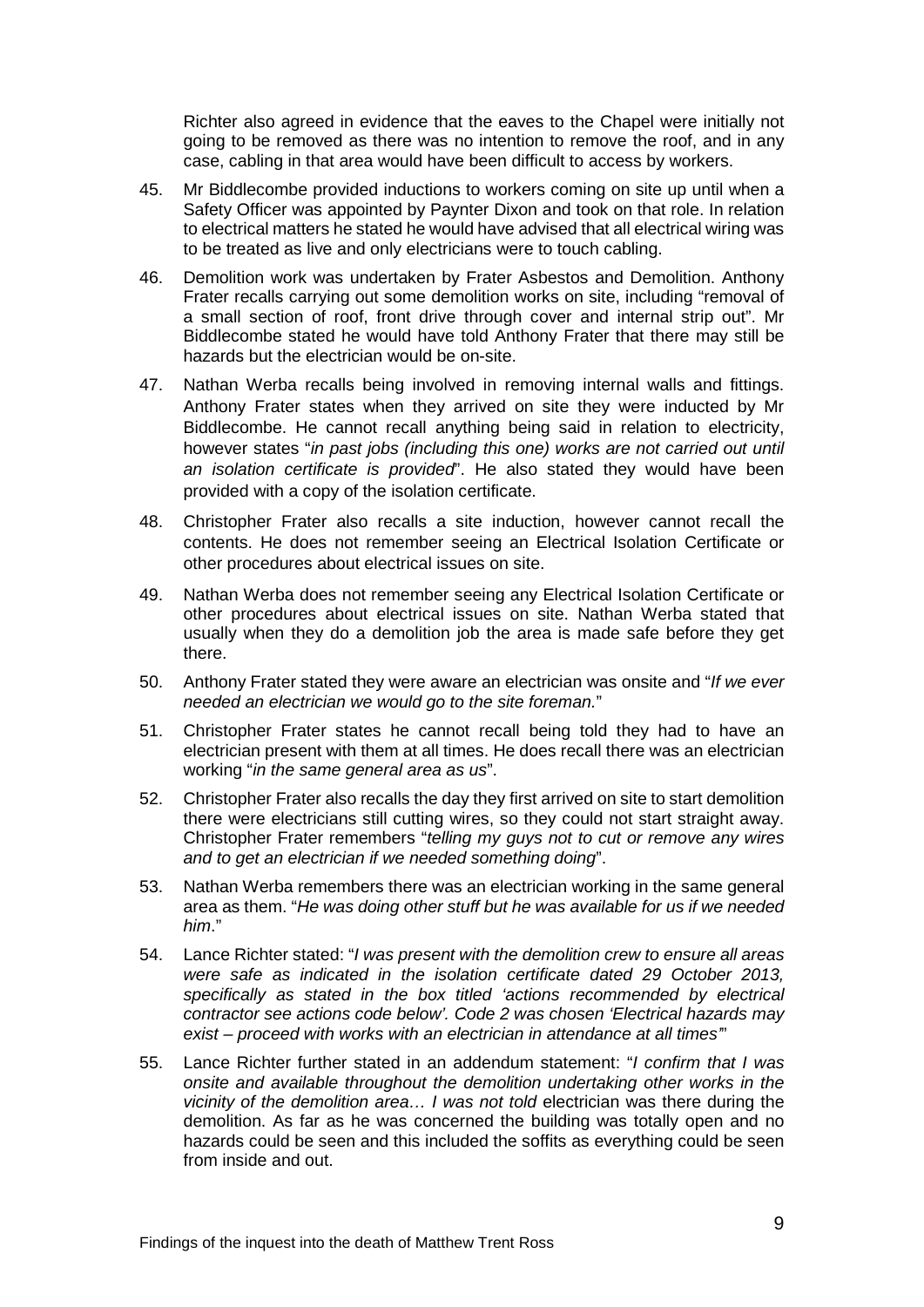Richter also agreed in evidence that the eaves to the Chapel were initially not going to be removed as there was no intention to remove the roof, and in any case, cabling in that area would have been difficult to access by workers.

45. Mr Biddlecombe provided inductions to workers coming on site up until when a Safety Officer was appointed by Paynter Dixon and took on that role. In relation to electrical matters he stated he would have advised that all electrical wiring was to be treated as live and only electricians were to touch cabling.

46. Demolition work was undertaken by Frater Asbestos and Demolition. Anthony Frater recalls carrying out some demolition works on site, including "removal of a small section of roof, front drive through cover and internal strip out". Mr Biddlecombe stated he would have told Anthony Frater that there may still be hazards but the electrician would be on-site.

47. Nathan Werba recalls being involved in removing internal walls and fittings. Anthony Frater states when they arrived on site they were inducted by Mr Biddlecombe. He cannot recall anything being said in relation to electricity, however states "*in past jobs (including this one) works are not carried out until an isolation certificate is provided*". He also stated they would have been provided with a copy of the isolation certificate.

48. Christopher Frater also recalls a site induction, however cannot recall the contents. He does not remember seeing an Electrical Isolation Certificate or other procedures about electrical issues on site.

49. Nathan Werba does not remember seeing any Electrical Isolation Certificate or other procedures about electrical issues on site. Nathan Werba stated that usually when they do a demolition job the area is made safe before they get there.

50. Anthony Frater stated they were aware an electrician was onsite and "*If we ever needed an electrician we would go to the site foreman.*"

51. Christopher Frater states he cannot recall being told they had to have an electrician present with them at all times. He does recall there was an electrician working "*in the same general area as us*".

52. Christopher Frater also recalls the day they first arrived on site to start demolition there were electricians still cutting wires, so they could not start straight away. Christopher Frater remembers "*telling my guys not to cut or remove any wires and to get an electrician if we needed something doing*".

53. Nathan Werba remembers there was an electrician working in the same general area as them. "*He was doing other stuff but he was available for us if we needed him*."

54. Lance Richter stated: "*I was present with the demolition crew to ensure all areas were safe as indicated in the isolation certificate dated 29 October 2013, specifically as stated in the box titled 'actions recommended by electrical contractor see actions code below'. Code 2 was chosen 'Electrical hazards may exist – proceed with works with an electrician in attendance at all times'*"

55. Lance Richter further stated in an addendum statement: "*I confirm that I was onsite and available throughout the demolition undertaking other works in the vicinity of the demolition area… I was not told* electrician was there during the demolition. As far as he was concerned the building was totally open and no hazards could be seen and this included the soffits as everything could be seen from inside and out.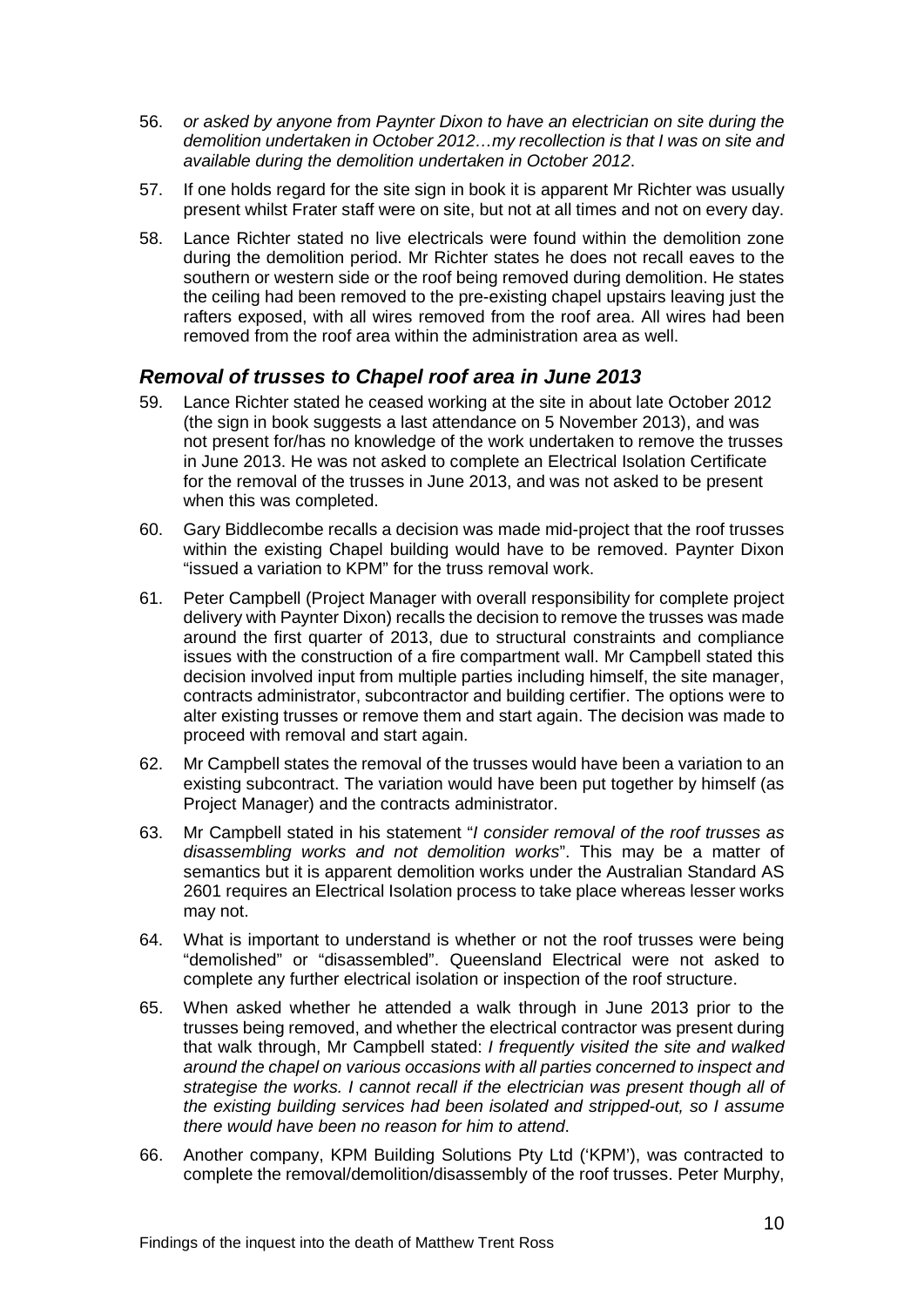56. *or asked by anyone from Paynter Dixon to have an electrician on site during the demolition undertaken in October 2012…my recollection is that I was on site and available during the demolition undertaken in October 2012*.

57. If one holds regard for the site sign in book it is apparent Mr Richter was usually present whilst Frater staff were on site, but not at all times and not on every day.

58. Lance Richter stated no live electricals were found within the demolition zone during the demolition period. Mr Richter states he does not recall eaves to the southern or western side or the roof being removed during demolition. He states the ceiling had been removed to the pre-existing chapel upstairs leaving just the rafters exposed, with all wires removed from the roof area. All wires had been removed from the roof area within the administration area as well.

### *Removal of trusses to Chapel roof area in June 2013*

59. Lance Richter stated he ceased working at the site in about late October 2012 (the sign in book suggests a last attendance on 5 November 2013), and was not present for/has no knowledge of the work undertaken to remove the trusses in June 2013. He was not asked to complete an Electrical Isolation Certificate for the removal of the trusses in June 2013, and was not asked to be present when this was completed.

60. Gary Biddlecombe recalls a decision was made mid-project that the roof trusses within the existing Chapel building would have to be removed. Paynter Dixon "issued a variation to KPM" for the truss removal work.

61. Peter Campbell (Project Manager with overall responsibility for complete project delivery with Paynter Dixon) recalls the decision to remove the trusses was made around the first quarter of 2013, due to structural constraints and compliance issues with the construction of a fire compartment wall. Mr Campbell stated this decision involved input from multiple parties including himself, the site manager, contracts administrator, subcontractor and building certifier. The options were to alter existing trusses or remove them and start again. The decision was made to proceed with removal and start again.

62. Mr Campbell states the removal of the trusses would have been a variation to an existing subcontract. The variation would have been put together by himself (as Project Manager) and the contracts administrator.

63. Mr Campbell stated in his statement "*I consider removal of the roof trusses as disassembling works and not demolition works*". This may be a matter of semantics but it is apparent demolition works under the Australian Standard AS 2601 requires an Electrical Isolation process to take place whereas lesser works may not.

64. What is important to understand is whether or not the roof trusses were being "demolished" or "disassembled". Queensland Electrical were not asked to complete any further electrical isolation or inspection of the roof structure.

65. When asked whether he attended a walk through in June 2013 prior to the trusses being removed, and whether the electrical contractor was present during that walk through, Mr Campbell stated: *I frequently visited the site and walked around the chapel on various occasions with all parties concerned to inspect and strategise the works. I cannot recall if the electrician was present though all of the existing building services had been isolated and stripped-out, so I assume there would have been no reason for him to attend*.

66. Another company, KPM Building Solutions Pty Ltd ('KPM'), was contracted to complete the removal/demolition/disassembly of the roof trusses. Peter Murphy,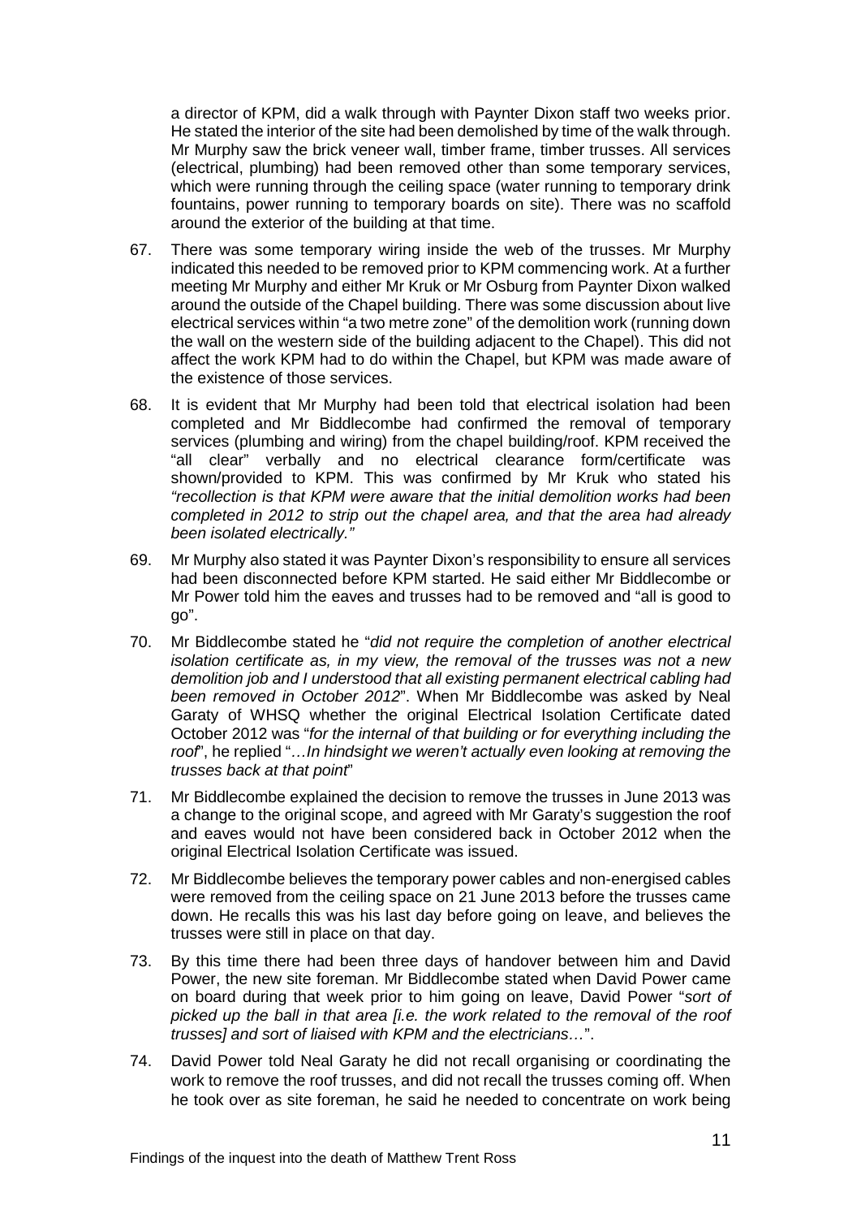a director of KPM, did a walk through with Paynter Dixon staff two weeks prior. He stated the interior of the site had been demolished by time of the walk through. Mr Murphy saw the brick veneer wall, timber frame, timber trusses. All services (electrical, plumbing) had been removed other than some temporary services, which were running through the ceiling space (water running to temporary drink fountains, power running to temporary boards on site). There was no scaffold around the exterior of the building at that time.

67. There was some temporary wiring inside the web of the trusses. Mr Murphy indicated this needed to be removed prior to KPM commencing work. At a further meeting Mr Murphy and either Mr Kruk or Mr Osburg from Paynter Dixon walked around the outside of the Chapel building. There was some discussion about live electrical services within "a two metre zone" of the demolition work (running down the wall on the western side of the building adjacent to the Chapel). This did not affect the work KPM had to do within the Chapel, but KPM was made aware of the existence of those services.

68. It is evident that Mr Murphy had been told that electrical isolation had been completed and Mr Biddlecombe had confirmed the removal of temporary services (plumbing and wiring) from the chapel building/roof. KPM received the "all clear" verbally and no electrical clearance form/certificate was shown/provided to KPM. This was confirmed by Mr Kruk who stated his *"recollection is that KPM were aware that the initial demolition works had been completed in 2012 to strip out the chapel area, and that the area had already been isolated electrically."*

69. Mr Murphy also stated it was Paynter Dixon's responsibility to ensure all services had been disconnected before KPM started. He said either Mr Biddlecombe or Mr Power told him the eaves and trusses had to be removed and "all is good to go".

70. Mr Biddlecombe stated he "*did not require the completion of another electrical isolation certificate as, in my view, the removal of the trusses was not a new demolition job and I understood that all existing permanent electrical cabling had been removed in October 2012*". When Mr Biddlecombe was asked by Neal Garaty of WHSQ whether the original Electrical Isolation Certificate dated October 2012 was "*for the internal of that building or for everything including the roof*", he replied "*…In hindsight we weren't actually even looking at removing the trusses back at that point*"

71. Mr Biddlecombe explained the decision to remove the trusses in June 2013 was a change to the original scope, and agreed with Mr Garaty's suggestion the roof and eaves would not have been considered back in October 2012 when the original Electrical Isolation Certificate was issued.

72. Mr Biddlecombe believes the temporary power cables and non-energised cables were removed from the ceiling space on 21 June 2013 before the trusses came down. He recalls this was his last day before going on leave, and believes the trusses were still in place on that day.

73. By this time there had been three days of handover between him and David Power, the new site foreman. Mr Biddlecombe stated when David Power came on board during that week prior to him going on leave, David Power "*sort of picked up the ball in that area [i.e. the work related to the removal of the roof trusses] and sort of liaised with KPM and the electricians…*".

74. David Power told Neal Garaty he did not recall organising or coordinating the work to remove the roof trusses, and did not recall the trusses coming off. When he took over as site foreman, he said he needed to concentrate on work being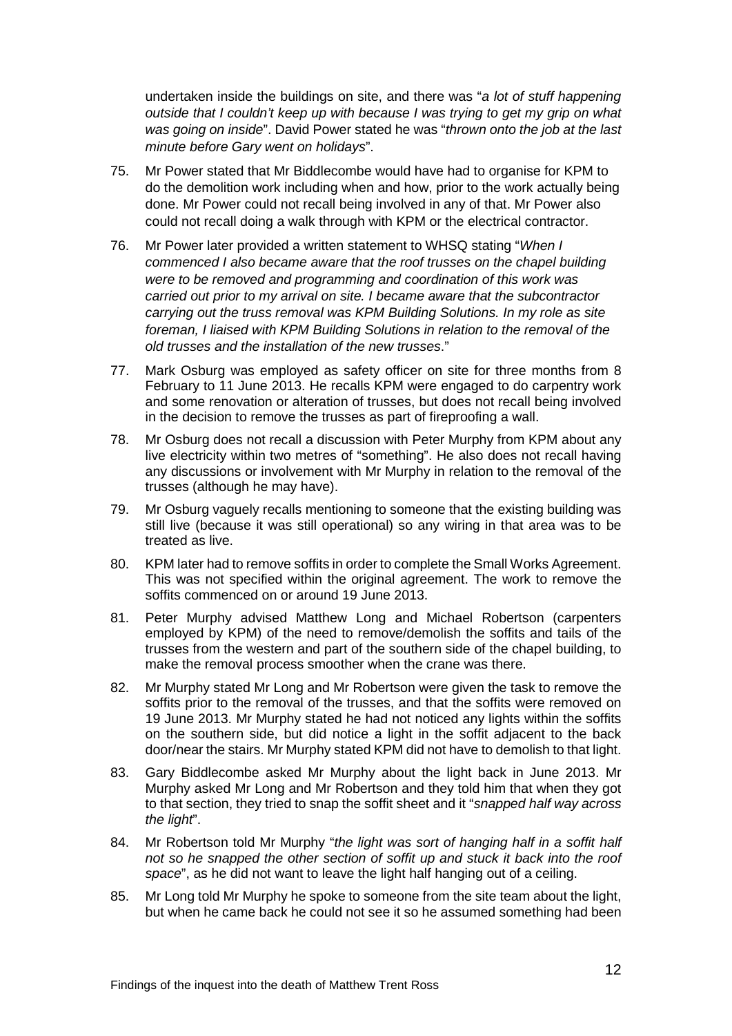undertaken inside the buildings on site, and there was "*a lot of stuff happening outside that I couldn't keep up with because I was trying to get my grip on what was going on inside*". David Power stated he was "*thrown onto the job at the last minute before Gary went on holidays*".

75. Mr Power stated that Mr Biddlecombe would have had to organise for KPM to do the demolition work including when and how, prior to the work actually being done. Mr Power could not recall being involved in any of that. Mr Power also could not recall doing a walk through with KPM or the electrical contractor.

76. Mr Power later provided a written statement to WHSQ stating "*When I commenced I also became aware that the roof trusses on the chapel building were to be removed and programming and coordination of this work was carried out prior to my arrival on site. I became aware that the subcontractor carrying out the truss removal was KPM Building Solutions. In my role as site foreman, I liaised with KPM Building Solutions in relation to the removal of the old trusses and the installation of the new trusses*."

77. Mark Osburg was employed as safety officer on site for three months from 8 February to 11 June 2013. He recalls KPM were engaged to do carpentry work and some renovation or alteration of trusses, but does not recall being involved in the decision to remove the trusses as part of fireproofing a wall.

78. Mr Osburg does not recall a discussion with Peter Murphy from KPM about any live electricity within two metres of "something". He also does not recall having any discussions or involvement with Mr Murphy in relation to the removal of the trusses (although he may have).

79. Mr Osburg vaguely recalls mentioning to someone that the existing building was still live (because it was still operational) so any wiring in that area was to be treated as live.

80. KPM later had to remove soffits in order to complete the Small Works Agreement. This was not specified within the original agreement. The work to remove the soffits commenced on or around 19 June 2013.

81. Peter Murphy advised Matthew Long and Michael Robertson (carpenters employed by KPM) of the need to remove/demolish the soffits and tails of the trusses from the western and part of the southern side of the chapel building, to make the removal process smoother when the crane was there.

82. Mr Murphy stated Mr Long and Mr Robertson were given the task to remove the soffits prior to the removal of the trusses, and that the soffits were removed on 19 June 2013. Mr Murphy stated he had not noticed any lights within the soffits on the southern side, but did notice a light in the soffit adjacent to the back door/near the stairs. Mr Murphy stated KPM did not have to demolish to that light.

83. Gary Biddlecombe asked Mr Murphy about the light back in June 2013. Mr Murphy asked Mr Long and Mr Robertson and they told him that when they got to that section, they tried to snap the soffit sheet and it "*snapped half way across the light*".

84. Mr Robertson told Mr Murphy "*the light was sort of hanging half in a soffit half not so he snapped the other section of soffit up and stuck it back into the roof space*", as he did not want to leave the light half hanging out of a ceiling.

85. Mr Long told Mr Murphy he spoke to someone from the site team about the light, but when he came back he could not see it so he assumed something had been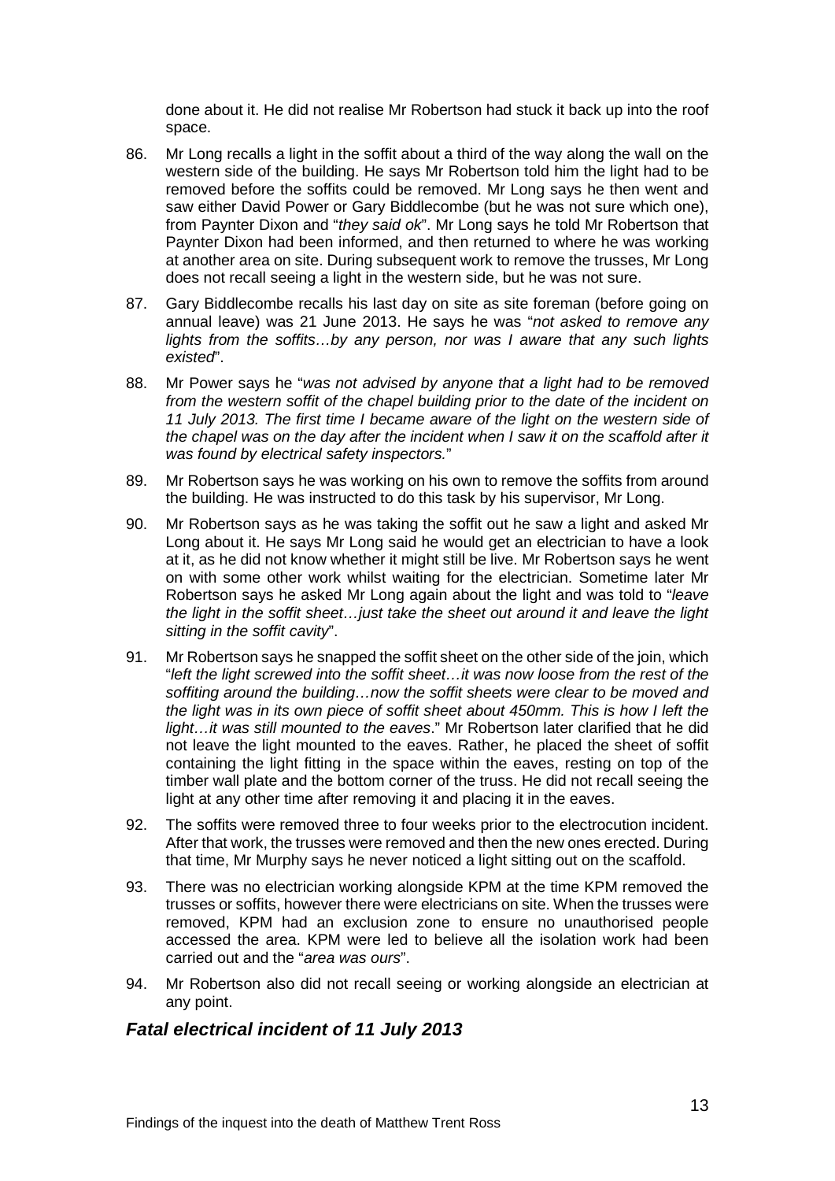done about it. He did not realise Mr Robertson had stuck it back up into the roof space.

86. Mr Long recalls a light in the soffit about a third of the way along the wall on the western side of the building. He says Mr Robertson told him the light had to be removed before the soffits could be removed. Mr Long says he then went and saw either David Power or Gary Biddlecombe (but he was not sure which one), from Paynter Dixon and "*they said ok*". Mr Long says he told Mr Robertson that Paynter Dixon had been informed, and then returned to where he was working at another area on site. During subsequent work to remove the trusses, Mr Long does not recall seeing a light in the western side, but he was not sure.

87. Gary Biddlecombe recalls his last day on site as site foreman (before going on annual leave) was 21 June 2013. He says he was "*not asked to remove any lights from the soffits…by any person, nor was I aware that any such lights existed*".

88. Mr Power says he "*was not advised by anyone that a light had to be removed from the western soffit of the chapel building prior to the date of the incident on 11 July 2013. The first time I became aware of the light on the western side of the chapel was on the day after the incident when I saw it on the scaffold after it was found by electrical safety inspectors.*"

89. Mr Robertson says he was working on his own to remove the soffits from around the building. He was instructed to do this task by his supervisor, Mr Long.

90. Mr Robertson says as he was taking the soffit out he saw a light and asked Mr Long about it. He says Mr Long said he would get an electrician to have a look at it, as he did not know whether it might still be live. Mr Robertson says he went on with some other work whilst waiting for the electrician. Sometime later Mr Robertson says he asked Mr Long again about the light and was told to "*leave the light in the soffit sheet…just take the sheet out around it and leave the light sitting in the soffit cavity*".

91. Mr Robertson says he snapped the soffit sheet on the other side of the join, which "*left the light screwed into the soffit sheet…it was now loose from the rest of the soffiting around the building…now the soffit sheets were clear to be moved and the light was in its own piece of soffit sheet about 450mm. This is how I left the light…it was still mounted to the eaves*." Mr Robertson later clarified that he did not leave the light mounted to the eaves. Rather, he placed the sheet of soffit containing the light fitting in the space within the eaves, resting on top of the timber wall plate and the bottom corner of the truss. He did not recall seeing the light at any other time after removing it and placing it in the eaves.

92. The soffits were removed three to four weeks prior to the electrocution incident. After that work, the trusses were removed and then the new ones erected. During that time, Mr Murphy says he never noticed a light sitting out on the scaffold.

93. There was no electrician working alongside KPM at the time KPM removed the trusses or soffits, however there were electricians on site. When the trusses were removed, KPM had an exclusion zone to ensure no unauthorised people accessed the area. KPM were led to believe all the isolation work had been carried out and the "*area was ours*".

94. Mr Robertson also did not recall seeing or working alongside an electrician at any point.

## *Fatal electrical incident of 11 July 2013*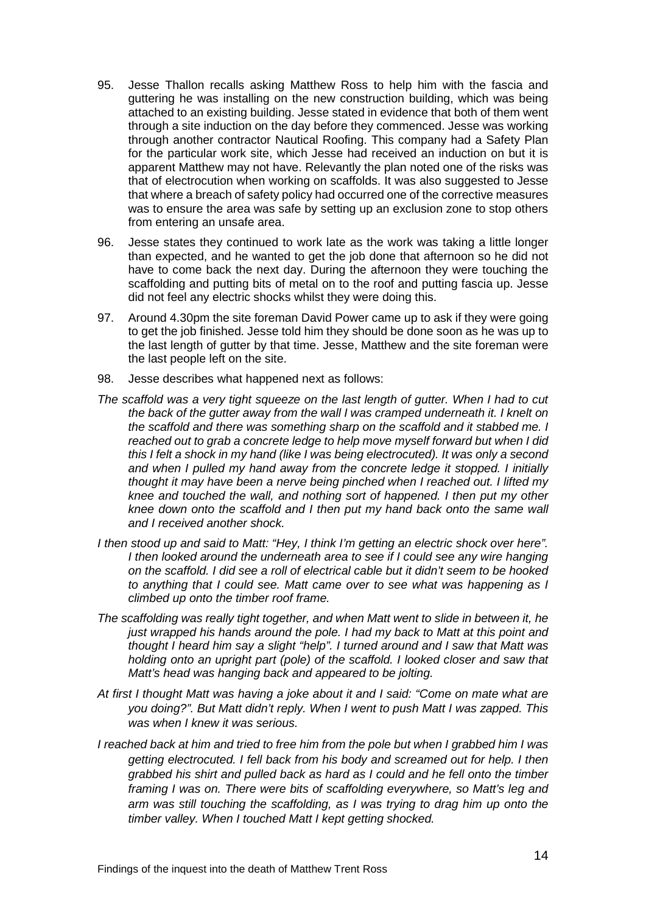95. Jesse Thallon recalls asking Matthew Ross to help him with the fascia and guttering he was installing on the new construction building, which was being attached to an existing building. Jesse stated in evidence that both of them went through a site induction on the day before they commenced. Jesse was working through another contractor Nautical Roofing. This company had a Safety Plan for the particular work site, which Jesse had received an induction on but it is apparent Matthew may not have. Relevantly the plan noted one of the risks was that of electrocution when working on scaffolds. It was also suggested to Jesse that where a breach of safety policy had occurred one of the corrective measures was to ensure the area was safe by setting up an exclusion zone to stop others from entering an unsafe area.

96. Jesse states they continued to work late as the work was taking a little longer than expected, and he wanted to get the job done that afternoon so he did not have to come back the next day. During the afternoon they were touching the scaffolding and putting bits of metal on to the roof and putting fascia up. Jesse did not feel any electric shocks whilst they were doing this.

97. Around 4.30pm the site foreman David Power came up to ask if they were going to get the job finished. Jesse told him they should be done soon as he was up to the last length of gutter by that time. Jesse, Matthew and the site foreman were the last people left on the site.

98. Jesse describes what happened next as follows:

*The scaffold was a very tight squeeze on the last length of gutter. When I had to cut the back of the gutter away from the wall I was cramped underneath it. I knelt on the scaffold and there was something sharp on the scaffold and it stabbed me. I reached out to grab a concrete ledge to help move myself forward but when I did this I felt a shock in my hand (like I was being electrocuted). It was only a second and when I pulled my hand away from the concrete ledge it stopped. I initially thought it may have been a nerve being pinched when I reached out. I lifted my knee and touched the wall, and nothing sort of happened. I then put my other knee down onto the scaffold and I then put my hand back onto the same wall and I received another shock.*

*I then stood up and said to Matt: "Hey, I think I'm getting an electric shock over here". I then looked around the underneath area to see if I could see any wire hanging on the scaffold. I did see a roll of electrical cable but it didn't seem to be hooked to anything that I could see. Matt came over to see what was happening as I climbed up onto the timber roof frame.*

*The scaffolding was really tight together, and when Matt went to slide in between it, he just wrapped his hands around the pole. I had my back to Matt at this point and thought I heard him say a slight "help". I turned around and I saw that Matt was holding onto an upright part (pole) of the scaffold. I looked closer and saw that Matt's head was hanging back and appeared to be jolting.*

*At first I thought Matt was having a joke about it and I said: "Come on mate what are you doing?". But Matt didn't reply. When I went to push Matt I was zapped. This was when I knew it was serious.*

*I reached back at him and tried to free him from the pole but when I grabbed him I was getting electrocuted. I fell back from his body and screamed out for help. I then grabbed his shirt and pulled back as hard as I could and he fell onto the timber framing I was on. There were bits of scaffolding everywhere, so Matt's leg and arm was still touching the scaffolding, as I was trying to drag him up onto the timber valley. When I touched Matt I kept getting shocked.*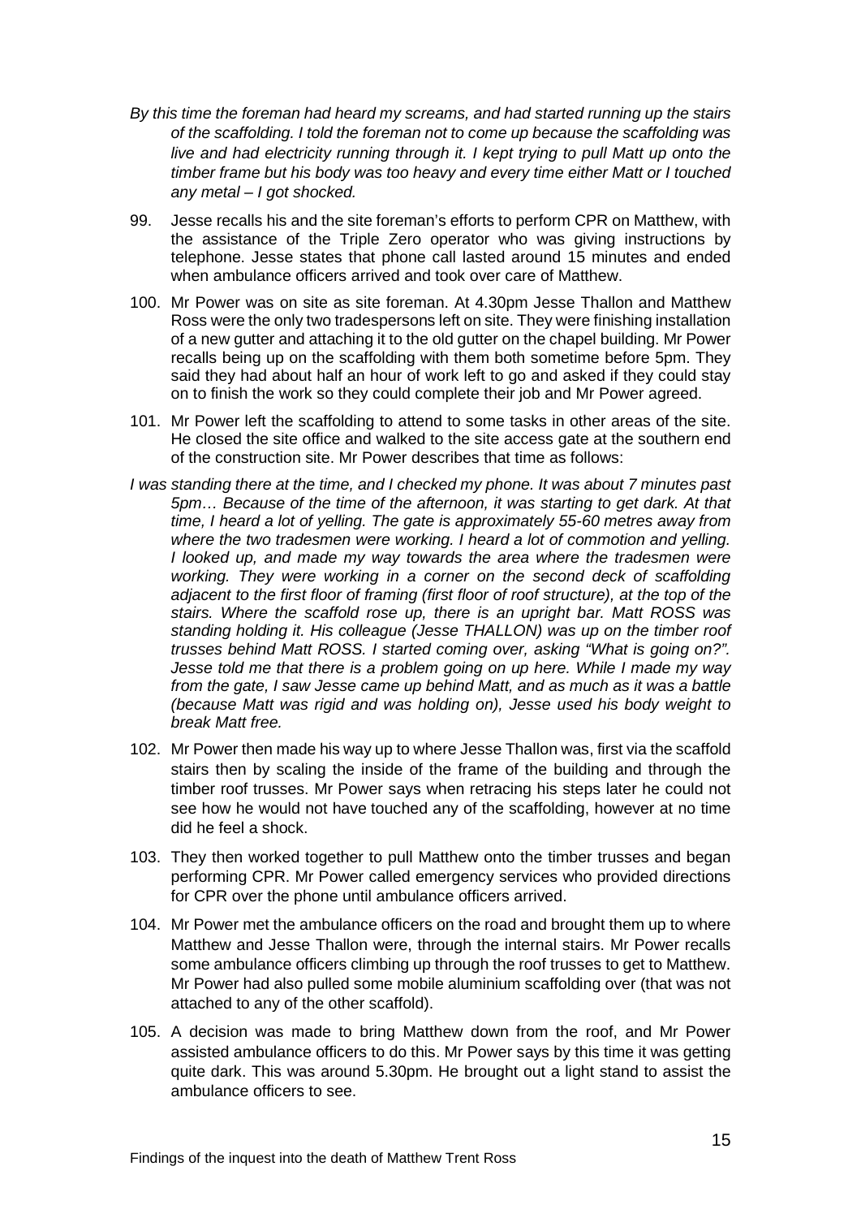*By this time the foreman had heard my screams, and had started running up the stairs of the scaffolding. I told the foreman not to come up because the scaffolding was live and had electricity running through it. I kept trying to pull Matt up onto the timber frame but his body was too heavy and every time either Matt or I touched any metal – I got shocked.*

99. Jesse recalls his and the site foreman's efforts to perform CPR on Matthew, with the assistance of the Triple Zero operator who was giving instructions by telephone. Jesse states that phone call lasted around 15 minutes and ended when ambulance officers arrived and took over care of Matthew.

100. Mr Power was on site as site foreman. At 4.30pm Jesse Thallon and Matthew Ross were the only two tradespersons left on site. They were finishing installation of a new gutter and attaching it to the old gutter on the chapel building. Mr Power recalls being up on the scaffolding with them both sometime before 5pm. They said they had about half an hour of work left to go and asked if they could stay on to finish the work so they could complete their job and Mr Power agreed.

101. Mr Power left the scaffolding to attend to some tasks in other areas of the site. He closed the site office and walked to the site access gate at the southern end of the construction site. Mr Power describes that time as follows:

*I was standing there at the time, and I checked my phone. It was about 7 minutes past 5pm… Because of the time of the afternoon, it was starting to get dark. At that time, I heard a lot of yelling. The gate is approximately 55-60 metres away from where the two tradesmen were working. I heard a lot of commotion and yelling. I looked up, and made my way towards the area where the tradesmen were working. They were working in a corner on the second deck of scaffolding adjacent to the first floor of framing (first floor of roof structure), at the top of the stairs. Where the scaffold rose up, there is an upright bar. Matt ROSS was standing holding it. His colleague (Jesse THALLON) was up on the timber roof trusses behind Matt ROSS. I started coming over, asking "What is going on?". Jesse told me that there is a problem going on up here. While I made my way from the gate, I saw Jesse came up behind Matt, and as much as it was a battle (because Matt was rigid and was holding on), Jesse used his body weight to break Matt free.*

102. Mr Power then made his way up to where Jesse Thallon was, first via the scaffold stairs then by scaling the inside of the frame of the building and through the timber roof trusses. Mr Power says when retracing his steps later he could not see how he would not have touched any of the scaffolding, however at no time did he feel a shock.

103. They then worked together to pull Matthew onto the timber trusses and began performing CPR. Mr Power called emergency services who provided directions for CPR over the phone until ambulance officers arrived.

104. Mr Power met the ambulance officers on the road and brought them up to where Matthew and Jesse Thallon were, through the internal stairs. Mr Power recalls some ambulance officers climbing up through the roof trusses to get to Matthew. Mr Power had also pulled some mobile aluminium scaffolding over (that was not attached to any of the other scaffold).

105. A decision was made to bring Matthew down from the roof, and Mr Power assisted ambulance officers to do this. Mr Power says by this time it was getting quite dark. This was around 5.30pm. He brought out a light stand to assist the ambulance officers to see.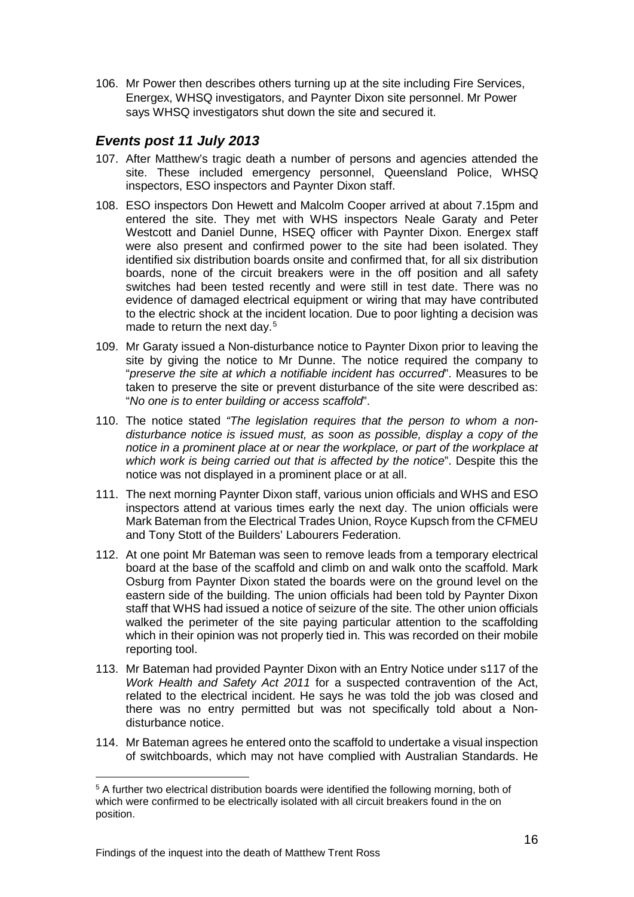106. Mr Power then describes others turning up at the site including Fire Services, Energex, WHSQ investigators, and Paynter Dixon site personnel. Mr Power says WHSQ investigators shut down the site and secured it.

## *Events post 11 July 2013*

107. After Matthew's tragic death a number of persons and agencies attended the site. These included emergency personnel, Queensland Police, WHSQ inspectors, ESO inspectors and Paynter Dixon staff.

108. ESO inspectors Don Hewett and Malcolm Cooper arrived at about 7.15pm and entered the site. They met with WHS inspectors Neale Garaty and Peter Westcott and Daniel Dunne, HSEQ officer with Paynter Dixon. Energex staff were also present and confirmed power to the site had been isolated. They identified six distribution boards onsite and confirmed that, for all six distribution boards, none of the circuit breakers were in the off position and all safety switches had been tested recently and were still in test date. There was no evidence of damaged electrical equipment or wiring that may have contributed to the electric shock at the incident location. Due to poor lighting a decision was made to return the next day.[5]

109. Mr Garaty issued a Non-disturbance notice to Paynter Dixon prior to leaving the site by giving the notice to Mr Dunne. The notice required the company to "*preserve the site at which a notifiable incident has occurred*". Measures to be taken to preserve the site or prevent disturbance of the site were described as: "*No one is to enter building or access scaffold*".

110. The notice stated *"The legislation requires that the person to whom a non-disturbance notice is issued must, as soon as possible, display a copy of the notice in a prominent place at or near the workplace, or part of the workplace at which work is being carried out that is affected by the notice*". Despite this the notice was not displayed in a prominent place or at all.

111. The next morning Paynter Dixon staff, various union officials and WHS and ESO inspectors attend at various times early the next day. The union officials were Mark Bateman from the Electrical Trades Union, Royce Kupsch from the CFMEU and Tony Stott of the Builders' Labourers Federation.

112. At one point Mr Bateman was seen to remove leads from a temporary electrical board at the base of the scaffold and climb on and walk onto the scaffold. Mark Osburg from Paynter Dixon stated the boards were on the ground level on the eastern side of the building. The union officials had been told by Paynter Dixon staff that WHS had issued a notice of seizure of the site. The other union officials walked the perimeter of the site paying particular attention to the scaffolding which in their opinion was not properly tied in. This was recorded on their mobile reporting tool.

113. Mr Bateman had provided Paynter Dixon with an Entry Notice under s117 of the *Work Health and Safety Act 2011* for a suspected contravention of the Act, related to the electrical incident. He says he was told the job was closed and there was no entry permitted but was not specifically told about a Non-disturbance notice.

114. Mr Bateman agrees he entered onto the scaffold to undertake a visual inspection of switchboards, which may not have complied with Australian Standards. He

---

[5] A further two electrical distribution boards were identified the following morning, both of which were confirmed to be electrically isolated with all circuit breakers found in the on position.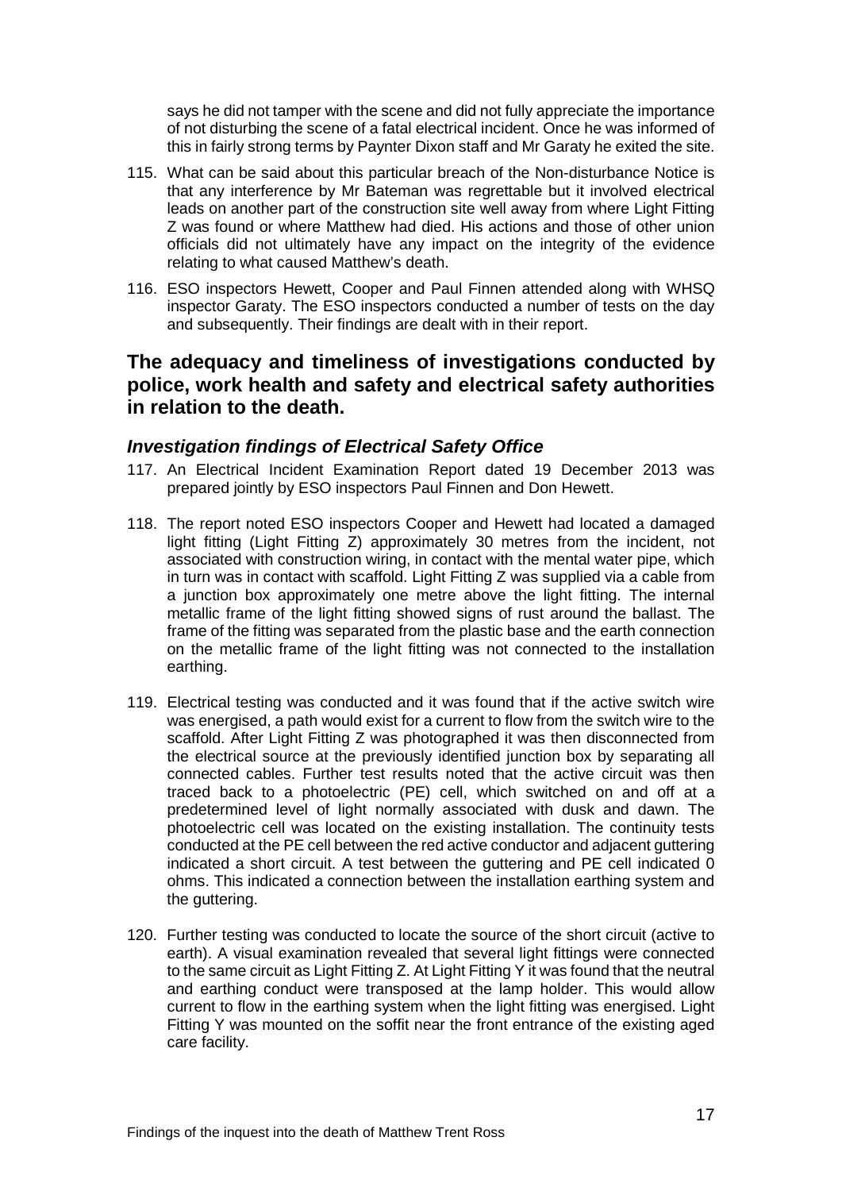says he did not tamper with the scene and did not fully appreciate the importance of not disturbing the scene of a fatal electrical incident. Once he was informed of this in fairly strong terms by Paynter Dixon staff and Mr Garaty he exited the site.

115. What can be said about this particular breach of the Non-disturbance Notice is that any interference by Mr Bateman was regrettable but it involved electrical leads on another part of the construction site well away from where Light Fitting Z was found or where Matthew had died. His actions and those of other union officials did not ultimately have any impact on the integrity of the evidence relating to what caused Matthew's death.

116. ESO inspectors Hewett, Cooper and Paul Finnen attended along with WHSQ inspector Garaty. The ESO inspectors conducted a number of tests on the day and subsequently. Their findings are dealt with in their report.

## The adequacy and timeliness of investigations conducted by police, work health and safety and electrical safety authorities in relation to the death.

### *Investigation findings of Electrical Safety Office*

117. An Electrical Incident Examination Report dated 19 December 2013 was prepared jointly by ESO inspectors Paul Finnen and Don Hewett.

118. The report noted ESO inspectors Cooper and Hewett had located a damaged light fitting (Light Fitting Z) approximately 30 metres from the incident, not associated with construction wiring, in contact with the mental water pipe, which in turn was in contact with scaffold. Light Fitting Z was supplied via a cable from a junction box approximately one metre above the light fitting. The internal metallic frame of the light fitting showed signs of rust around the ballast. The frame of the fitting was separated from the plastic base and the earth connection on the metallic frame of the light fitting was not connected to the installation earthing.

119. Electrical testing was conducted and it was found that if the active switch wire was energised, a path would exist for a current to flow from the switch wire to the scaffold. After Light Fitting Z was photographed it was then disconnected from the electrical source at the previously identified junction box by separating all connected cables. Further test results noted that the active circuit was then traced back to a photoelectric (PE) cell, which switched on and off at a predetermined level of light normally associated with dusk and dawn. The photoelectric cell was located on the existing installation. The continuity tests conducted at the PE cell between the red active conductor and adjacent guttering indicated a short circuit. A test between the guttering and PE cell indicated 0 ohms. This indicated a connection between the installation earthing system and the guttering.

120. Further testing was conducted to locate the source of the short circuit (active to earth). A visual examination revealed that several light fittings were connected to the same circuit as Light Fitting Z. At Light Fitting Y it was found that the neutral and earthing conduct were transposed at the lamp holder. This would allow current to flow in the earthing system when the light fitting was energised. Light Fitting Y was mounted on the soffit near the front entrance of the existing aged care facility.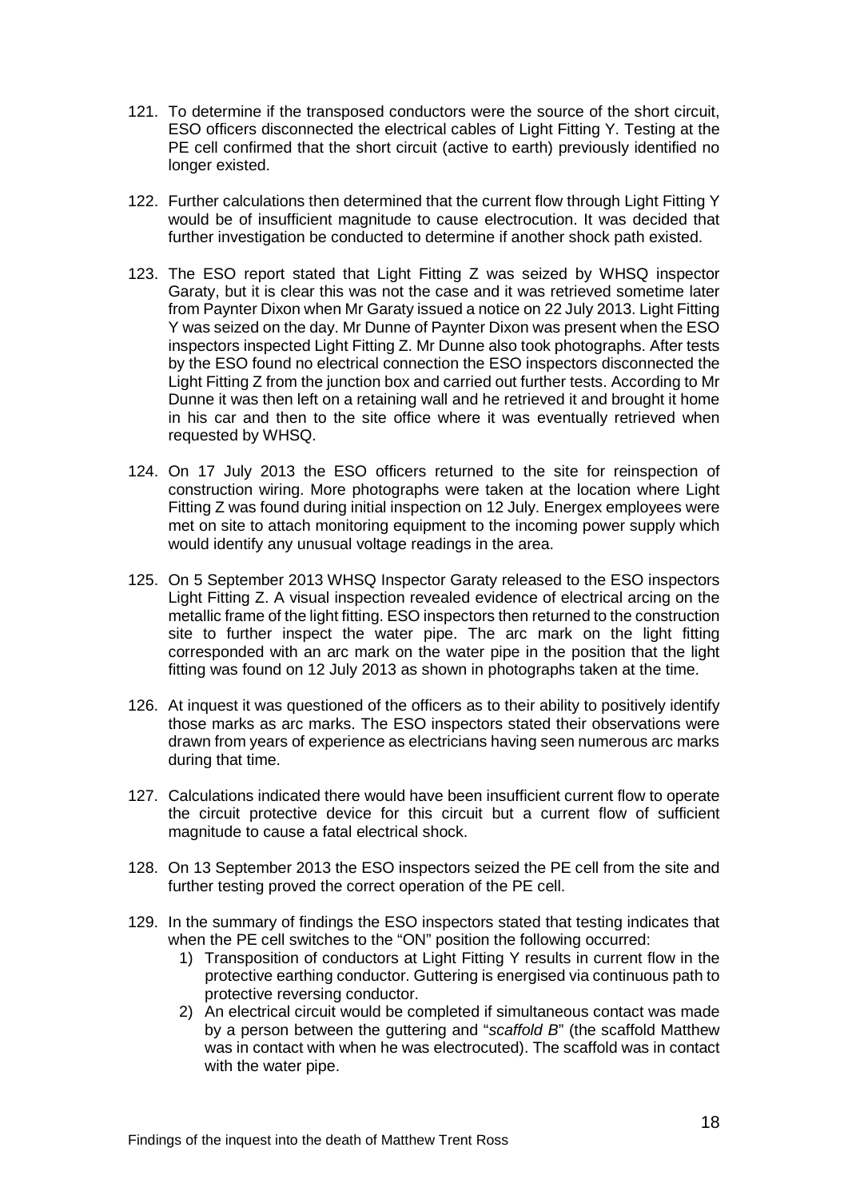121. To determine if the transposed conductors were the source of the short circuit, ESO officers disconnected the electrical cables of Light Fitting Y. Testing at the PE cell confirmed that the short circuit (active to earth) previously identified no longer existed.

122. Further calculations then determined that the current flow through Light Fitting Y would be of insufficient magnitude to cause electrocution. It was decided that further investigation be conducted to determine if another shock path existed.

123. The ESO report stated that Light Fitting Z was seized by WHSQ inspector Garaty, but it is clear this was not the case and it was retrieved sometime later from Paynter Dixon when Mr Garaty issued a notice on 22 July 2013. Light Fitting Y was seized on the day. Mr Dunne of Paynter Dixon was present when the ESO inspectors inspected Light Fitting Z. Mr Dunne also took photographs. After tests by the ESO found no electrical connection the ESO inspectors disconnected the Light Fitting Z from the junction box and carried out further tests. According to Mr Dunne it was then left on a retaining wall and he retrieved it and brought it home in his car and then to the site office where it was eventually retrieved when requested by WHSQ.

124. On 17 July 2013 the ESO officers returned to the site for reinspection of construction wiring. More photographs were taken at the location where Light Fitting Z was found during initial inspection on 12 July. Energex employees were met on site to attach monitoring equipment to the incoming power supply which would identify any unusual voltage readings in the area.

125. On 5 September 2013 WHSQ Inspector Garaty released to the ESO inspectors Light Fitting Z. A visual inspection revealed evidence of electrical arcing on the metallic frame of the light fitting. ESO inspectors then returned to the construction site to further inspect the water pipe. The arc mark on the light fitting corresponded with an arc mark on the water pipe in the position that the light fitting was found on 12 July 2013 as shown in photographs taken at the time.

126. At inquest it was questioned of the officers as to their ability to positively identify those marks as arc marks. The ESO inspectors stated their observations were drawn from years of experience as electricians having seen numerous arc marks during that time.

127. Calculations indicated there would have been insufficient current flow to operate the circuit protective device for this circuit but a current flow of sufficient magnitude to cause a fatal electrical shock.

128. On 13 September 2013 the ESO inspectors seized the PE cell from the site and further testing proved the correct operation of the PE cell.

129. In the summary of findings the ESO inspectors stated that testing indicates that when the PE cell switches to the "ON" position the following occurred:
    1) Transposition of conductors at Light Fitting Y results in current flow in the protective earthing conductor. Guttering is energised via continuous path to protective reversing conductor.
    2) An electrical circuit would be completed if simultaneous contact was made by a person between the guttering and "*scaffold B*" (the scaffold Matthew was in contact with when he was electrocuted). The scaffold was in contact with the water pipe.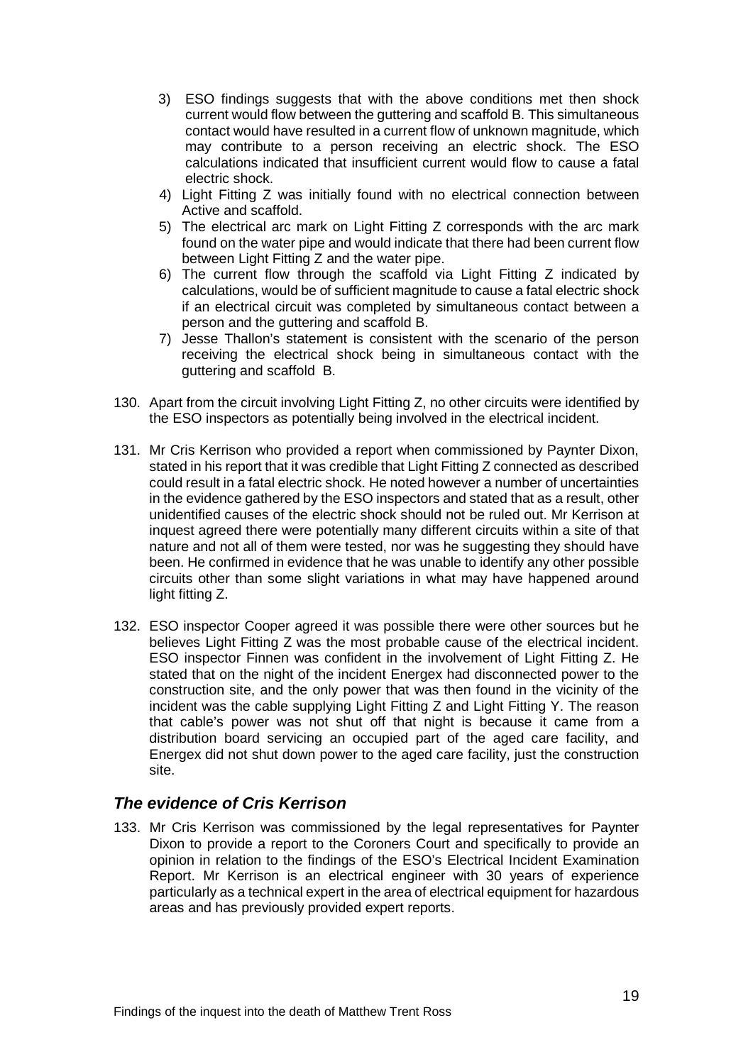3) ESO findings suggests that with the above conditions met then shock current would flow between the guttering and scaffold B. This simultaneous contact would have resulted in a current flow of unknown magnitude, which may contribute to a person receiving an electric shock. The ESO calculations indicated that insufficient current would flow to cause a fatal electric shock.
4) Light Fitting Z was initially found with no electrical connection between Active and scaffold.
5) The electrical arc mark on Light Fitting Z corresponds with the arc mark found on the water pipe and would indicate that there had been current flow between Light Fitting Z and the water pipe.
6) The current flow through the scaffold via Light Fitting Z indicated by calculations, would be of sufficient magnitude to cause a fatal electric shock if an electrical circuit was completed by simultaneous contact between a person and the guttering and scaffold B.
7) Jesse Thallon's statement is consistent with the scenario of the person receiving the electrical shock being in simultaneous contact with the guttering and scaffold B.

130. Apart from the circuit involving Light Fitting Z, no other circuits were identified by the ESO inspectors as potentially being involved in the electrical incident.

131. Mr Cris Kerrison who provided a report when commissioned by Paynter Dixon, stated in his report that it was credible that Light Fitting Z connected as described could result in a fatal electric shock. He noted however a number of uncertainties in the evidence gathered by the ESO inspectors and stated that as a result, other unidentified causes of the electric shock should not be ruled out. Mr Kerrison at inquest agreed there were potentially many different circuits within a site of that nature and not all of them were tested, nor was he suggesting they should have been. He confirmed in evidence that he was unable to identify any other possible circuits other than some slight variations in what may have happened around light fitting Z.

132. ESO inspector Cooper agreed it was possible there were other sources but he believes Light Fitting Z was the most probable cause of the electrical incident. ESO inspector Finnen was confident in the involvement of Light Fitting Z. He stated that on the night of the incident Energex had disconnected power to the construction site, and the only power that was then found in the vicinity of the incident was the cable supplying Light Fitting Z and Light Fitting Y. The reason that cable's power was not shut off that night is because it came from a distribution board servicing an occupied part of the aged care facility, and Energex did not shut down power to the aged care facility, just the construction site.

## *The evidence of Cris Kerrison*

133. Mr Cris Kerrison was commissioned by the legal representatives for Paynter Dixon to provide a report to the Coroners Court and specifically to provide an opinion in relation to the findings of the ESO's Electrical Incident Examination Report. Mr Kerrison is an electrical engineer with 30 years of experience particularly as a technical expert in the area of electrical equipment for hazardous areas and has previously provided expert reports.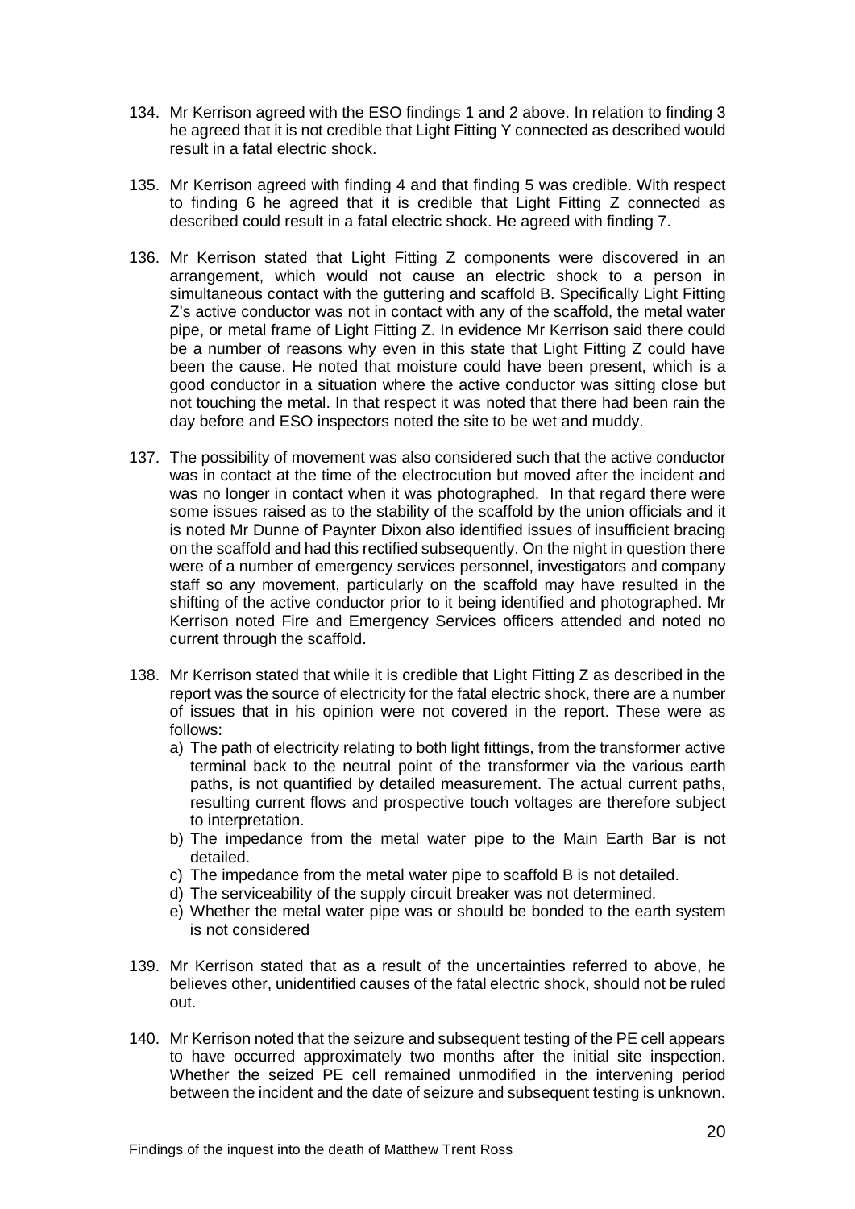134. Mr Kerrison agreed with the ESO findings 1 and 2 above. In relation to finding 3 he agreed that it is not credible that Light Fitting Y connected as described would result in a fatal electric shock.

135. Mr Kerrison agreed with finding 4 and that finding 5 was credible. With respect to finding 6 he agreed that it is credible that Light Fitting Z connected as described could result in a fatal electric shock. He agreed with finding 7.

136. Mr Kerrison stated that Light Fitting Z components were discovered in an arrangement, which would not cause an electric shock to a person in simultaneous contact with the guttering and scaffold B. Specifically Light Fitting Z's active conductor was not in contact with any of the scaffold, the metal water pipe, or metal frame of Light Fitting Z. In evidence Mr Kerrison said there could be a number of reasons why even in this state that Light Fitting Z could have been the cause. He noted that moisture could have been present, which is a good conductor in a situation where the active conductor was sitting close but not touching the metal. In that respect it was noted that there had been rain the day before and ESO inspectors noted the site to be wet and muddy.

137. The possibility of movement was also considered such that the active conductor was in contact at the time of the electrocution but moved after the incident and was no longer in contact when it was photographed. In that regard there were some issues raised as to the stability of the scaffold by the union officials and it is noted Mr Dunne of Paynter Dixon also identified issues of insufficient bracing on the scaffold and had this rectified subsequently. On the night in question there were of a number of emergency services personnel, investigators and company staff so any movement, particularly on the scaffold may have resulted in the shifting of the active conductor prior to it being identified and photographed. Mr Kerrison noted Fire and Emergency Services officers attended and noted no current through the scaffold.

138. Mr Kerrison stated that while it is credible that Light Fitting Z as described in the report was the source of electricity for the fatal electric shock, there are a number of issues that in his opinion were not covered in the report. These were as follows:
    a) The path of electricity relating to both light fittings, from the transformer active terminal back to the neutral point of the transformer via the various earth paths, is not quantified by detailed measurement. The actual current paths, resulting current flows and prospective touch voltages are therefore subject to interpretation.
    b) The impedance from the metal water pipe to the Main Earth Bar is not detailed.
    c) The impedance from the metal water pipe to scaffold B is not detailed.
    d) The serviceability of the supply circuit breaker was not determined.
    e) Whether the metal water pipe was or should be bonded to the earth system is not considered

139. Mr Kerrison stated that as a result of the uncertainties referred to above, he believes other, unidentified causes of the fatal electric shock, should not be ruled out.

140. Mr Kerrison noted that the seizure and subsequent testing of the PE cell appears to have occurred approximately two months after the initial site inspection. Whether the seized PE cell remained unmodified in the intervening period between the incident and the date of seizure and subsequent testing is unknown.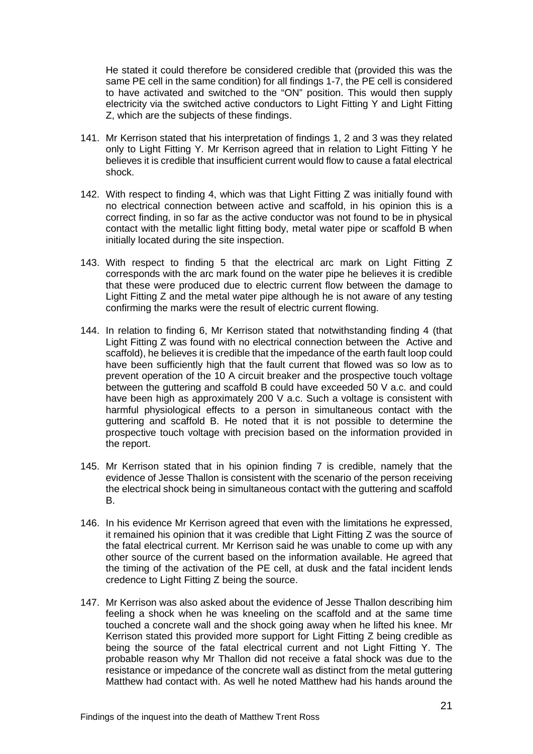He stated it could therefore be considered credible that (provided this was the same PE cell in the same condition) for all findings 1-7, the PE cell is considered to have activated and switched to the "ON" position. This would then supply electricity via the switched active conductors to Light Fitting Y and Light Fitting Z, which are the subjects of these findings.

141. Mr Kerrison stated that his interpretation of findings 1, 2 and 3 was they related only to Light Fitting Y. Mr Kerrison agreed that in relation to Light Fitting Y he believes it is credible that insufficient current would flow to cause a fatal electrical shock.

142. With respect to finding 4, which was that Light Fitting Z was initially found with no electrical connection between active and scaffold, in his opinion this is a correct finding, in so far as the active conductor was not found to be in physical contact with the metallic light fitting body, metal water pipe or scaffold B when initially located during the site inspection.

143. With respect to finding 5 that the electrical arc mark on Light Fitting Z corresponds with the arc mark found on the water pipe he believes it is credible that these were produced due to electric current flow between the damage to Light Fitting Z and the metal water pipe although he is not aware of any testing confirming the marks were the result of electric current flowing.

144. In relation to finding 6, Mr Kerrison stated that notwithstanding finding 4 (that Light Fitting Z was found with no electrical connection between the Active and scaffold), he believes it is credible that the impedance of the earth fault loop could have been sufficiently high that the fault current that flowed was so low as to prevent operation of the 10 A circuit breaker and the prospective touch voltage between the guttering and scaffold B could have exceeded 50 V a.c. and could have been high as approximately 200 V a.c. Such a voltage is consistent with harmful physiological effects to a person in simultaneous contact with the guttering and scaffold B. He noted that it is not possible to determine the prospective touch voltage with precision based on the information provided in the report.

145. Mr Kerrison stated that in his opinion finding 7 is credible, namely that the evidence of Jesse Thallon is consistent with the scenario of the person receiving the electrical shock being in simultaneous contact with the guttering and scaffold B.

146. In his evidence Mr Kerrison agreed that even with the limitations he expressed, it remained his opinion that it was credible that Light Fitting Z was the source of the fatal electrical current. Mr Kerrison said he was unable to come up with any other source of the current based on the information available. He agreed that the timing of the activation of the PE cell, at dusk and the fatal incident lends credence to Light Fitting Z being the source.

147. Mr Kerrison was also asked about the evidence of Jesse Thallon describing him feeling a shock when he was kneeling on the scaffold and at the same time touched a concrete wall and the shock going away when he lifted his knee. Mr Kerrison stated this provided more support for Light Fitting Z being credible as being the source of the fatal electrical current and not Light Fitting Y. The probable reason why Mr Thallon did not receive a fatal shock was due to the resistance or impedance of the concrete wall as distinct from the metal guttering Matthew had contact with. As well he noted Matthew had his hands around the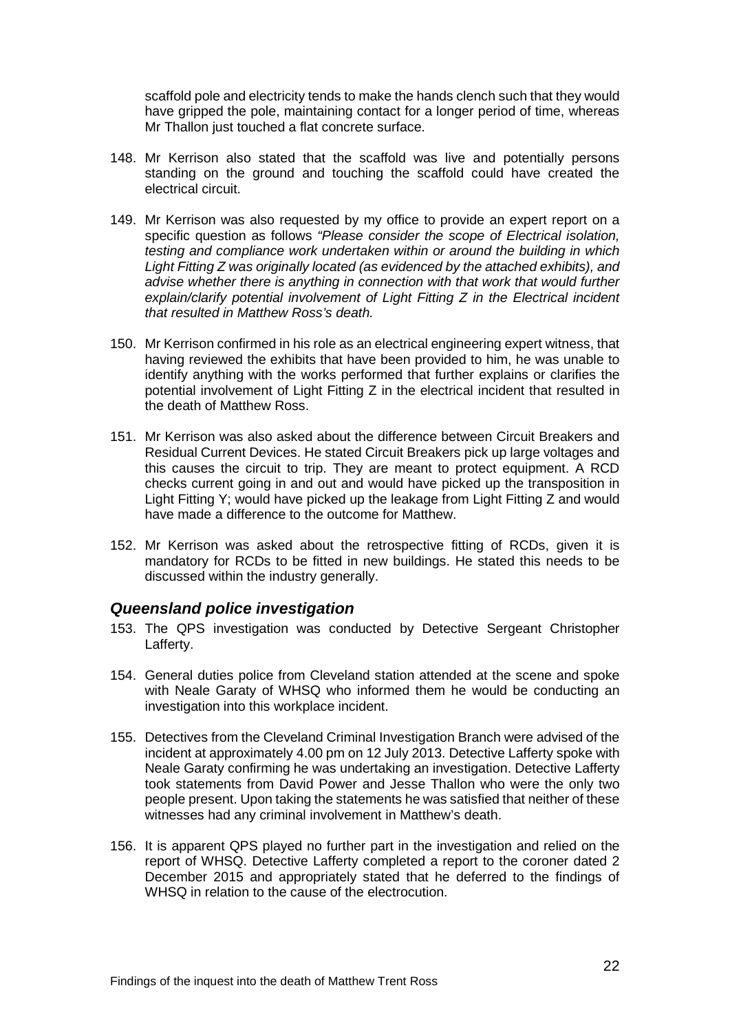scaffold pole and electricity tends to make the hands clench such that they would have gripped the pole, maintaining contact for a longer period of time, whereas Mr Thallon just touched a flat concrete surface.

148. Mr Kerrison also stated that the scaffold was live and potentially persons standing on the ground and touching the scaffold could have created the electrical circuit.

149. Mr Kerrison was also requested by my office to provide an expert report on a specific question as follows *"Please consider the scope of Electrical isolation, testing and compliance work undertaken within or around the building in which Light Fitting Z was originally located (as evidenced by the attached exhibits), and advise whether there is anything in connection with that work that would further explain/clarify potential involvement of Light Fitting Z in the Electrical incident that resulted in Matthew Ross's death.*

150. Mr Kerrison confirmed in his role as an electrical engineering expert witness, that having reviewed the exhibits that have been provided to him, he was unable to identify anything with the works performed that further explains or clarifies the potential involvement of Light Fitting Z in the electrical incident that resulted in the death of Matthew Ross.

151. Mr Kerrison was also asked about the difference between Circuit Breakers and Residual Current Devices. He stated Circuit Breakers pick up large voltages and this causes the circuit to trip. They are meant to protect equipment. A RCD checks current going in and out and would have picked up the transposition in Light Fitting Y; would have picked up the leakage from Light Fitting Z and would have made a difference to the outcome for Matthew.

152. Mr Kerrison was asked about the retrospective fitting of RCDs, given it is mandatory for RCDs to be fitted in new buildings. He stated this needs to be discussed within the industry generally.

### *Queensland police investigation*

153. The QPS investigation was conducted by Detective Sergeant Christopher Lafferty.

154. General duties police from Cleveland station attended at the scene and spoke with Neale Garaty of WHSQ who informed them he would be conducting an investigation into this workplace incident.

155. Detectives from the Cleveland Criminal Investigation Branch were advised of the incident at approximately 4.00 pm on 12 July 2013. Detective Lafferty spoke with Neale Garaty confirming he was undertaking an investigation. Detective Lafferty took statements from David Power and Jesse Thallon who were the only two people present. Upon taking the statements he was satisfied that neither of these witnesses had any criminal involvement in Matthew's death.

156. It is apparent QPS played no further part in the investigation and relied on the report of WHSQ. Detective Lafferty completed a report to the coroner dated 2 December 2015 and appropriately stated that he deferred to the findings of WHSQ in relation to the cause of the electrocution.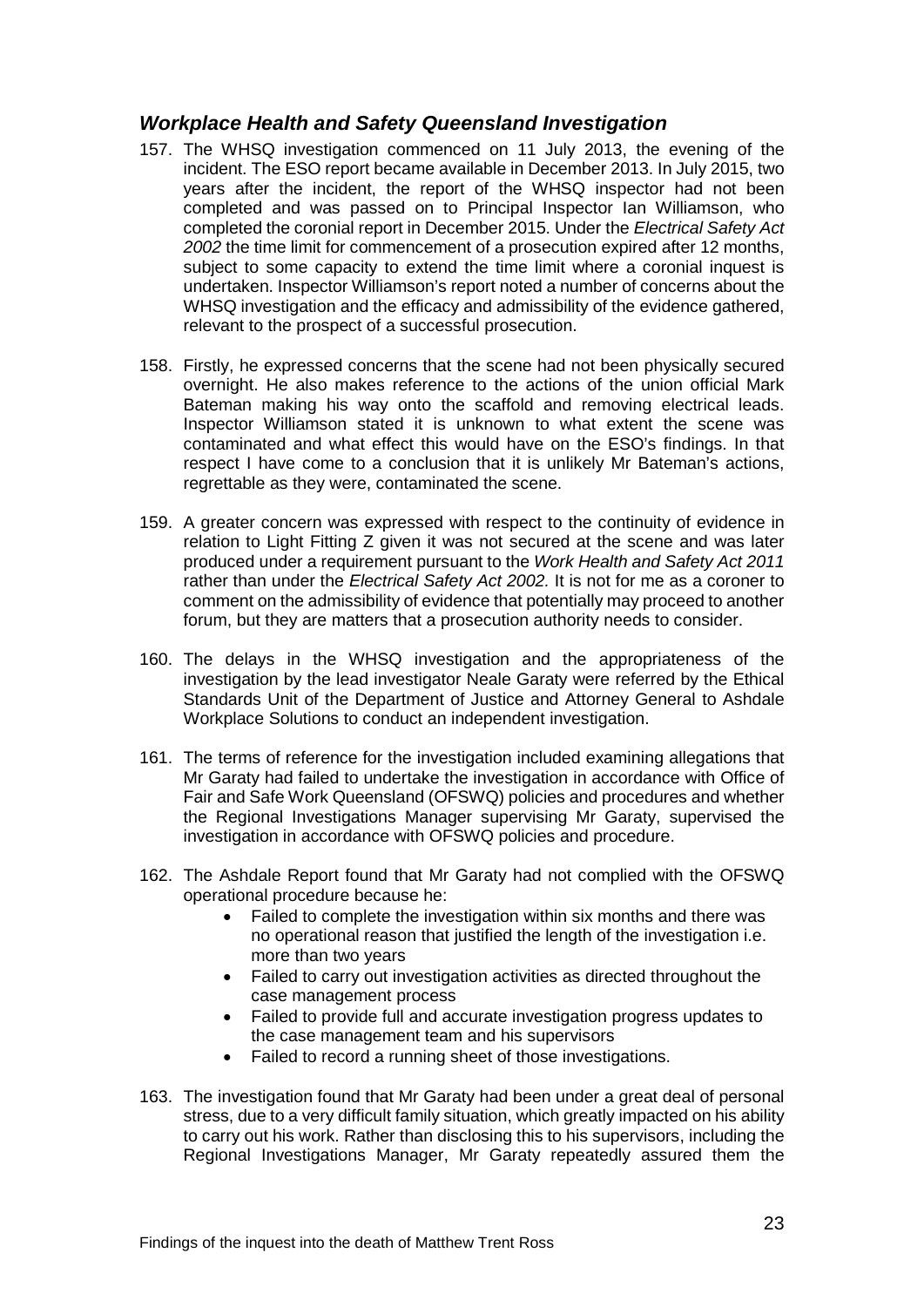### *Workplace Health and Safety Queensland Investigation*

157. The WHSQ investigation commenced on 11 July 2013, the evening of the incident. The ESO report became available in December 2013. In July 2015, two years after the incident, the report of the WHSQ inspector had not been completed and was passed on to Principal Inspector Ian Williamson, who completed the coronial report in December 2015. Under the *Electrical Safety Act 2002* the time limit for commencement of a prosecution expired after 12 months, subject to some capacity to extend the time limit where a coronial inquest is undertaken. Inspector Williamson's report noted a number of concerns about the WHSQ investigation and the efficacy and admissibility of the evidence gathered, relevant to the prospect of a successful prosecution.

158. Firstly, he expressed concerns that the scene had not been physically secured overnight. He also makes reference to the actions of the union official Mark Bateman making his way onto the scaffold and removing electrical leads. Inspector Williamson stated it is unknown to what extent the scene was contaminated and what effect this would have on the ESO's findings. In that respect I have come to a conclusion that it is unlikely Mr Bateman's actions, regrettable as they were, contaminated the scene.

159. A greater concern was expressed with respect to the continuity of evidence in relation to Light Fitting Z given it was not secured at the scene and was later produced under a requirement pursuant to the *Work Health and Safety Act 2011* rather than under the *Electrical Safety Act 2002.* It is not for me as a coroner to comment on the admissibility of evidence that potentially may proceed to another forum, but they are matters that a prosecution authority needs to consider.

160. The delays in the WHSQ investigation and the appropriateness of the investigation by the lead investigator Neale Garaty were referred by the Ethical Standards Unit of the Department of Justice and Attorney General to Ashdale Workplace Solutions to conduct an independent investigation.

161. The terms of reference for the investigation included examining allegations that Mr Garaty had failed to undertake the investigation in accordance with Office of Fair and Safe Work Queensland (OFSWQ) policies and procedures and whether the Regional Investigations Manager supervising Mr Garaty, supervised the investigation in accordance with OFSWQ policies and procedure.

162. The Ashdale Report found that Mr Garaty had not complied with the OFSWQ operational procedure because he:
    - Failed to complete the investigation within six months and there was no operational reason that justified the length of the investigation i.e. more than two years
    - Failed to carry out investigation activities as directed throughout the case management process
    - Failed to provide full and accurate investigation progress updates to the case management team and his supervisors
    - Failed to record a running sheet of those investigations.

163. The investigation found that Mr Garaty had been under a great deal of personal stress, due to a very difficult family situation, which greatly impacted on his ability to carry out his work. Rather than disclosing this to his supervisors, including the Regional Investigations Manager, Mr Garaty repeatedly assured them the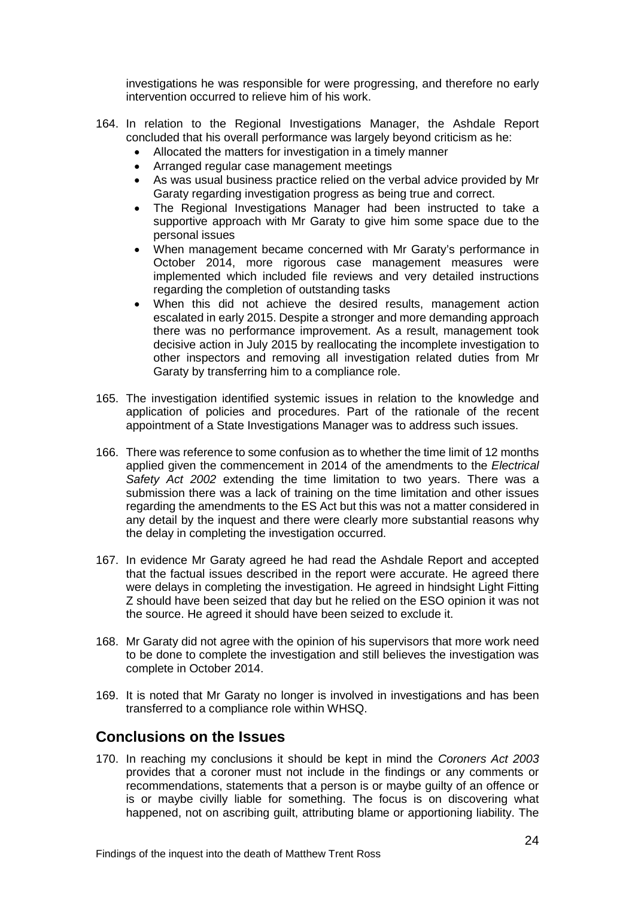investigations he was responsible for were progressing, and therefore no early intervention occurred to relieve him of his work.

164. In relation to the Regional Investigations Manager, the Ashdale Report concluded that his overall performance was largely beyond criticism as he:
    - Allocated the matters for investigation in a timely manner
    - Arranged regular case management meetings
    - As was usual business practice relied on the verbal advice provided by Mr Garaty regarding investigation progress as being true and correct.
    - The Regional Investigations Manager had been instructed to take a supportive approach with Mr Garaty to give him some space due to the personal issues
    - When management became concerned with Mr Garaty's performance in October 2014, more rigorous case management measures were implemented which included file reviews and very detailed instructions regarding the completion of outstanding tasks
    - When this did not achieve the desired results, management action escalated in early 2015. Despite a stronger and more demanding approach there was no performance improvement. As a result, management took decisive action in July 2015 by reallocating the incomplete investigation to other inspectors and removing all investigation related duties from Mr Garaty by transferring him to a compliance role.

165. The investigation identified systemic issues in relation to the knowledge and application of policies and procedures. Part of the rationale of the recent appointment of a State Investigations Manager was to address such issues.

166. There was reference to some confusion as to whether the time limit of 12 months applied given the commencement in 2014 of the amendments to the *Electrical Safety Act 2002* extending the time limitation to two years. There was a submission there was a lack of training on the time limitation and other issues regarding the amendments to the ES Act but this was not a matter considered in any detail by the inquest and there were clearly more substantial reasons why the delay in completing the investigation occurred.

167. In evidence Mr Garaty agreed he had read the Ashdale Report and accepted that the factual issues described in the report were accurate. He agreed there were delays in completing the investigation. He agreed in hindsight Light Fitting Z should have been seized that day but he relied on the ESO opinion it was not the source. He agreed it should have been seized to exclude it.

168. Mr Garaty did not agree with the opinion of his supervisors that more work need to be done to complete the investigation and still believes the investigation was complete in October 2014.

169. It is noted that Mr Garaty no longer is involved in investigations and has been transferred to a compliance role within WHSQ.

## Conclusions on the Issues

170. In reaching my conclusions it should be kept in mind the *Coroners Act 2003* provides that a coroner must not include in the findings or any comments or recommendations, statements that a person is or maybe guilty of an offence or is or maybe civilly liable for something. The focus is on discovering what happened, not on ascribing guilt, attributing blame or apportioning liability. The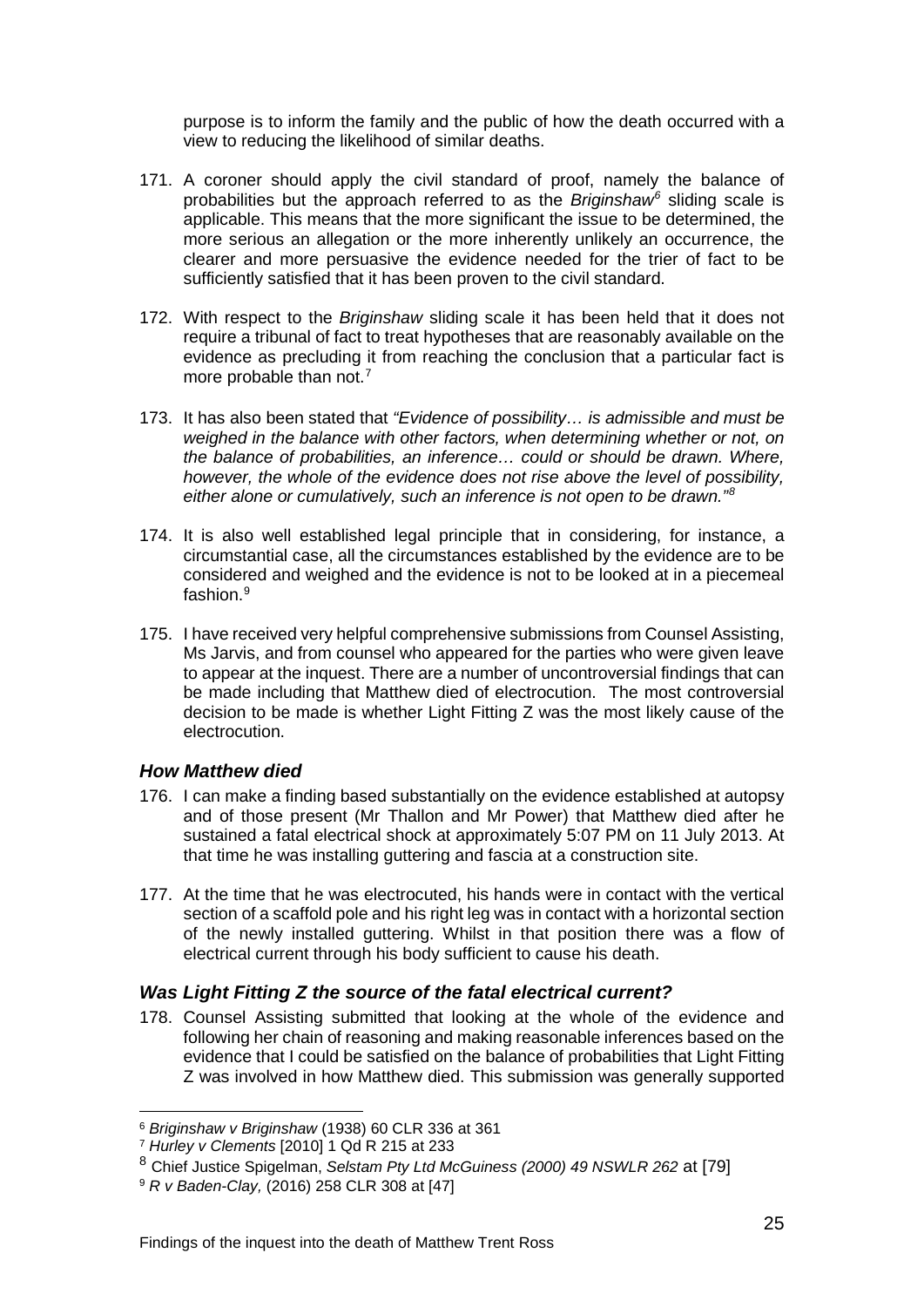purpose is to inform the family and the public of how the death occurred with a view to reducing the likelihood of similar deaths.

171. A coroner should apply the civil standard of proof, namely the balance of probabilities but the approach referred to as the *Briginshaw*[6] sliding scale is applicable. This means that the more significant the issue to be determined, the more serious an allegation or the more inherently unlikely an occurrence, the clearer and more persuasive the evidence needed for the trier of fact to be sufficiently satisfied that it has been proven to the civil standard.

172. With respect to the *Briginshaw* sliding scale it has been held that it does not require a tribunal of fact to treat hypotheses that are reasonably available on the evidence as precluding it from reaching the conclusion that a particular fact is more probable than not.[7]

173. It has also been stated that *"Evidence of possibility… is admissible and must be weighed in the balance with other factors, when determining whether or not, on the balance of probabilities, an inference… could or should be drawn. Where, however, the whole of the evidence does not rise above the level of possibility, either alone or cumulatively, such an inference is not open to be drawn."*[8]

174. It is also well established legal principle that in considering, for instance, a circumstantial case, all the circumstances established by the evidence are to be considered and weighed and the evidence is not to be looked at in a piecemeal fashion.[9]

175. I have received very helpful comprehensive submissions from Counsel Assisting, Ms Jarvis, and from counsel who appeared for the parties who were given leave to appear at the inquest. There are a number of uncontroversial findings that can be made including that Matthew died of electrocution. The most controversial decision to be made is whether Light Fitting Z was the most likely cause of the electrocution.

### *How Matthew died*

176. I can make a finding based substantially on the evidence established at autopsy and of those present (Mr Thallon and Mr Power) that Matthew died after he sustained a fatal electrical shock at approximately 5:07 PM on 11 July 2013. At that time he was installing guttering and fascia at a construction site.

177. At the time that he was electrocuted, his hands were in contact with the vertical section of a scaffold pole and his right leg was in contact with a horizontal section of the newly installed guttering. Whilst in that position there was a flow of electrical current through his body sufficient to cause his death.

### *Was Light Fitting Z the source of the fatal electrical current?*

178. Counsel Assisting submitted that looking at the whole of the evidence and following her chain of reasoning and making reasonable inferences based on the evidence that I could be satisfied on the balance of probabilities that Light Fitting Z was involved in how Matthew died. This submission was generally supported

---

[6] *Briginshaw v Briginshaw* (1938) 60 CLR 336 at 361

[7] *Hurley v Clements* [2010] 1 Qd R 215 at 233

[8] Chief Justice Spigelman, *Selstam Pty Ltd McGuiness (2000) 49 NSWLR 262* at [79]

[9] *R v Baden-Clay,* (2016) 258 CLR 308 at [47]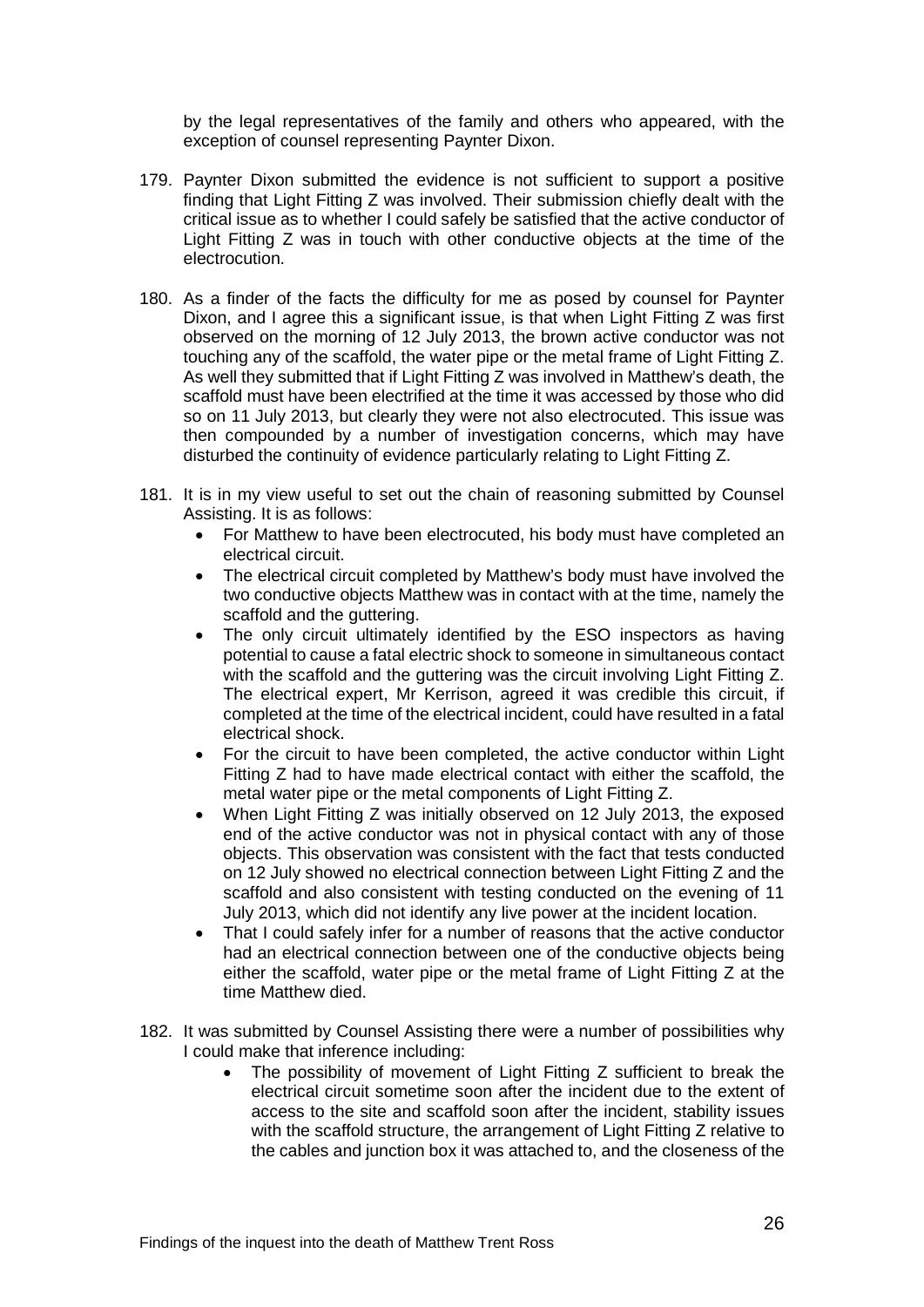by the legal representatives of the family and others who appeared, with the exception of counsel representing Paynter Dixon.

179. Paynter Dixon submitted the evidence is not sufficient to support a positive finding that Light Fitting Z was involved. Their submission chiefly dealt with the critical issue as to whether I could safely be satisfied that the active conductor of Light Fitting Z was in touch with other conductive objects at the time of the electrocution.

180. As a finder of the facts the difficulty for me as posed by counsel for Paynter Dixon, and I agree this a significant issue, is that when Light Fitting Z was first observed on the morning of 12 July 2013, the brown active conductor was not touching any of the scaffold, the water pipe or the metal frame of Light Fitting Z. As well they submitted that if Light Fitting Z was involved in Matthew's death, the scaffold must have been electrified at the time it was accessed by those who did so on 11 July 2013, but clearly they were not also electrocuted. This issue was then compounded by a number of investigation concerns, which may have disturbed the continuity of evidence particularly relating to Light Fitting Z.

181. It is in my view useful to set out the chain of reasoning submitted by Counsel Assisting. It is as follows:
    - For Matthew to have been electrocuted, his body must have completed an electrical circuit.
    - The electrical circuit completed by Matthew's body must have involved the two conductive objects Matthew was in contact with at the time, namely the scaffold and the guttering.
    - The only circuit ultimately identified by the ESO inspectors as having potential to cause a fatal electric shock to someone in simultaneous contact with the scaffold and the guttering was the circuit involving Light Fitting Z. The electrical expert, Mr Kerrison, agreed it was credible this circuit, if completed at the time of the electrical incident, could have resulted in a fatal electrical shock.
    - For the circuit to have been completed, the active conductor within Light Fitting Z had to have made electrical contact with either the scaffold, the metal water pipe or the metal components of Light Fitting Z.
    - When Light Fitting Z was initially observed on 12 July 2013, the exposed end of the active conductor was not in physical contact with any of those objects. This observation was consistent with the fact that tests conducted on 12 July showed no electrical connection between Light Fitting Z and the scaffold and also consistent with testing conducted on the evening of 11 July 2013, which did not identify any live power at the incident location.
    - That I could safely infer for a number of reasons that the active conductor had an electrical connection between one of the conductive objects being either the scaffold, water pipe or the metal frame of Light Fitting Z at the time Matthew died.

182. It was submitted by Counsel Assisting there were a number of possibilities why I could make that inference including:
    - The possibility of movement of Light Fitting Z sufficient to break the electrical circuit sometime soon after the incident due to the extent of access to the site and scaffold soon after the incident, stability issues with the scaffold structure, the arrangement of Light Fitting Z relative to the cables and junction box it was attached to, and the closeness of the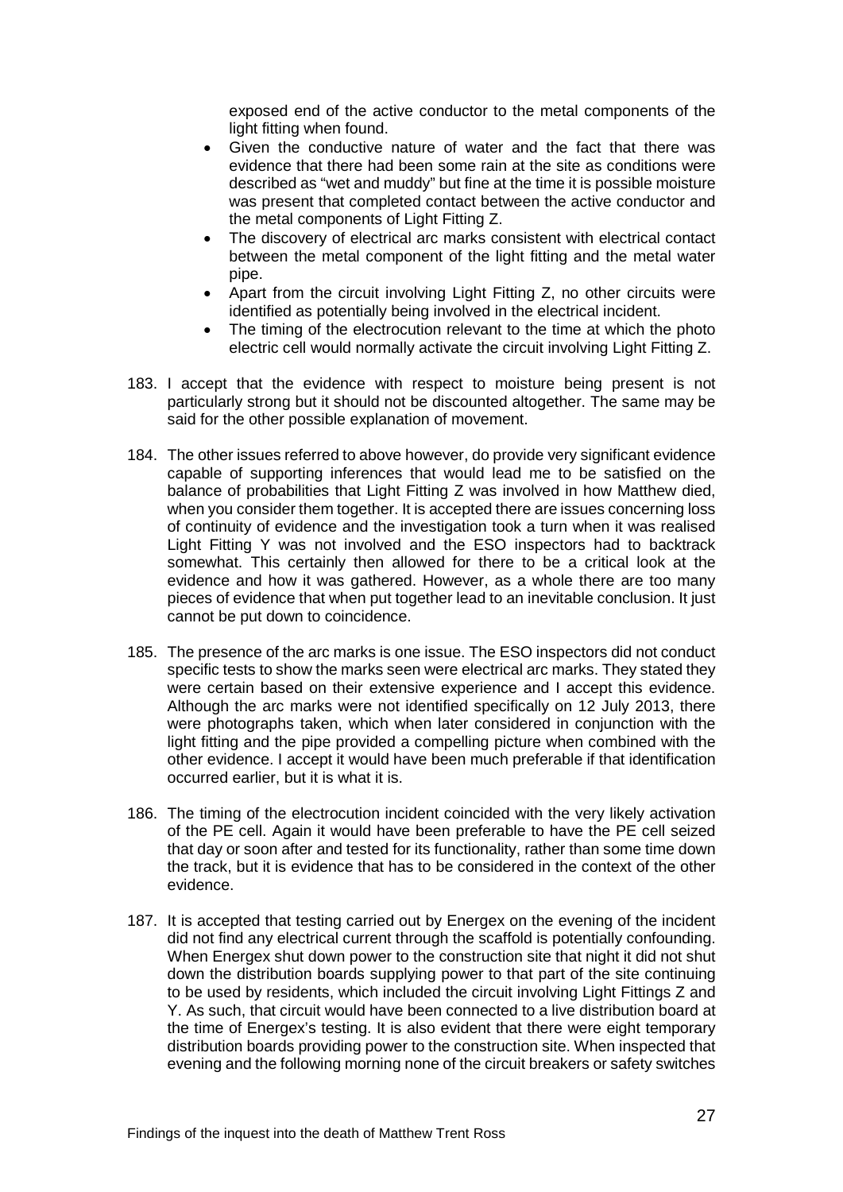exposed end of the active conductor to the metal components of the light fitting when found.

- Given the conductive nature of water and the fact that there was evidence that there had been some rain at the site as conditions were described as "wet and muddy" but fine at the time it is possible moisture was present that completed contact between the active conductor and the metal components of Light Fitting Z.
- The discovery of electrical arc marks consistent with electrical contact between the metal component of the light fitting and the metal water pipe.
- Apart from the circuit involving Light Fitting Z, no other circuits were identified as potentially being involved in the electrical incident.
- The timing of the electrocution relevant to the time at which the photo electric cell would normally activate the circuit involving Light Fitting Z.

183. I accept that the evidence with respect to moisture being present is not particularly strong but it should not be discounted altogether. The same may be said for the other possible explanation of movement.

184. The other issues referred to above however, do provide very significant evidence capable of supporting inferences that would lead me to be satisfied on the balance of probabilities that Light Fitting Z was involved in how Matthew died, when you consider them together. It is accepted there are issues concerning loss of continuity of evidence and the investigation took a turn when it was realised Light Fitting Y was not involved and the ESO inspectors had to backtrack somewhat. This certainly then allowed for there to be a critical look at the evidence and how it was gathered. However, as a whole there are too many pieces of evidence that when put together lead to an inevitable conclusion. It just cannot be put down to coincidence.

185. The presence of the arc marks is one issue. The ESO inspectors did not conduct specific tests to show the marks seen were electrical arc marks. They stated they were certain based on their extensive experience and I accept this evidence. Although the arc marks were not identified specifically on 12 July 2013, there were photographs taken, which when later considered in conjunction with the light fitting and the pipe provided a compelling picture when combined with the other evidence. I accept it would have been much preferable if that identification occurred earlier, but it is what it is.

186. The timing of the electrocution incident coincided with the very likely activation of the PE cell. Again it would have been preferable to have the PE cell seized that day or soon after and tested for its functionality, rather than some time down the track, but it is evidence that has to be considered in the context of the other evidence.

187. It is accepted that testing carried out by Energex on the evening of the incident did not find any electrical current through the scaffold is potentially confounding. When Energex shut down power to the construction site that night it did not shut down the distribution boards supplying power to that part of the site continuing to be used by residents, which included the circuit involving Light Fittings Z and Y. As such, that circuit would have been connected to a live distribution board at the time of Energex's testing. It is also evident that there were eight temporary distribution boards providing power to the construction site. When inspected that evening and the following morning none of the circuit breakers or safety switches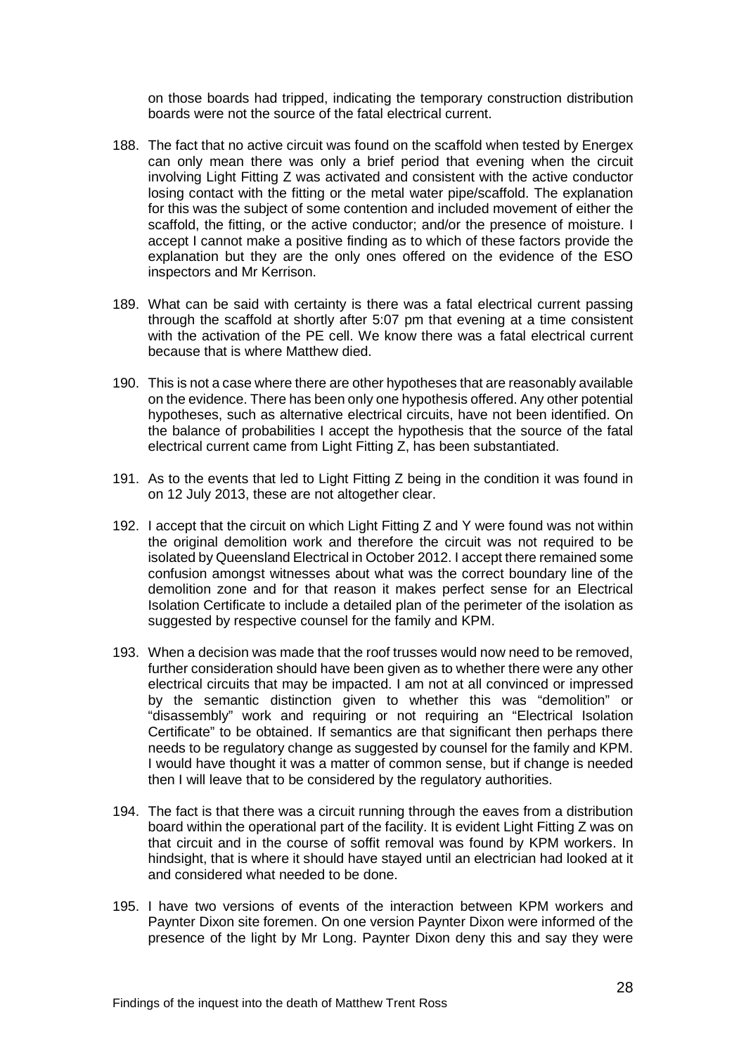on those boards had tripped, indicating the temporary construction distribution boards were not the source of the fatal electrical current.

188. The fact that no active circuit was found on the scaffold when tested by Energex can only mean there was only a brief period that evening when the circuit involving Light Fitting Z was activated and consistent with the active conductor losing contact with the fitting or the metal water pipe/scaffold. The explanation for this was the subject of some contention and included movement of either the scaffold, the fitting, or the active conductor; and/or the presence of moisture. I accept I cannot make a positive finding as to which of these factors provide the explanation but they are the only ones offered on the evidence of the ESO inspectors and Mr Kerrison.

189. What can be said with certainty is there was a fatal electrical current passing through the scaffold at shortly after 5:07 pm that evening at a time consistent with the activation of the PE cell. We know there was a fatal electrical current because that is where Matthew died.

190. This is not a case where there are other hypotheses that are reasonably available on the evidence. There has been only one hypothesis offered. Any other potential hypotheses, such as alternative electrical circuits, have not been identified. On the balance of probabilities I accept the hypothesis that the source of the fatal electrical current came from Light Fitting Z, has been substantiated.

191. As to the events that led to Light Fitting Z being in the condition it was found in on 12 July 2013, these are not altogether clear.

192. I accept that the circuit on which Light Fitting Z and Y were found was not within the original demolition work and therefore the circuit was not required to be isolated by Queensland Electrical in October 2012. I accept there remained some confusion amongst witnesses about what was the correct boundary line of the demolition zone and for that reason it makes perfect sense for an Electrical Isolation Certificate to include a detailed plan of the perimeter of the isolation as suggested by respective counsel for the family and KPM.

193. When a decision was made that the roof trusses would now need to be removed, further consideration should have been given as to whether there were any other electrical circuits that may be impacted. I am not at all convinced or impressed by the semantic distinction given to whether this was "demolition" or "disassembly" work and requiring or not requiring an "Electrical Isolation Certificate" to be obtained. If semantics are that significant then perhaps there needs to be regulatory change as suggested by counsel for the family and KPM. I would have thought it was a matter of common sense, but if change is needed then I will leave that to be considered by the regulatory authorities.

194. The fact is that there was a circuit running through the eaves from a distribution board within the operational part of the facility. It is evident Light Fitting Z was on that circuit and in the course of soffit removal was found by KPM workers. In hindsight, that is where it should have stayed until an electrician had looked at it and considered what needed to be done.

195. I have two versions of events of the interaction between KPM workers and Paynter Dixon site foremen. On one version Paynter Dixon were informed of the presence of the light by Mr Long. Paynter Dixon deny this and say they were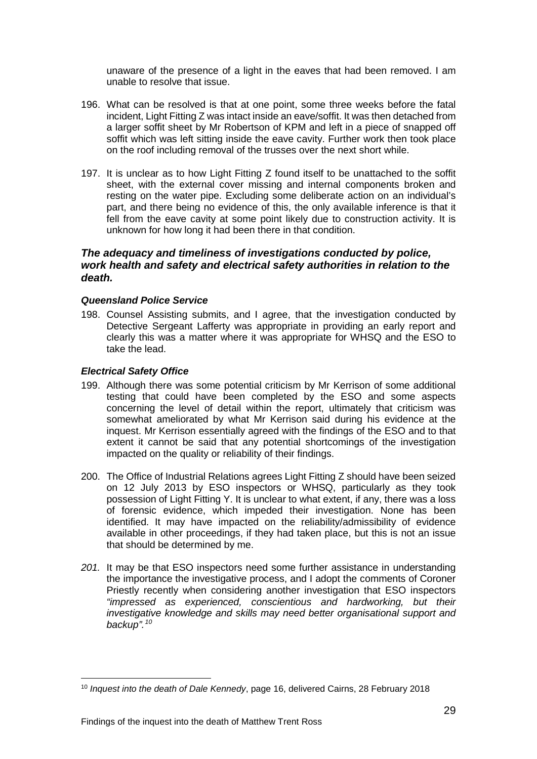unaware of the presence of a light in the eaves that had been removed. I am unable to resolve that issue.

196. What can be resolved is that at one point, some three weeks before the fatal incident, Light Fitting Z was intact inside an eave/soffit. It was then detached from a larger soffit sheet by Mr Robertson of KPM and left in a piece of snapped off soffit which was left sitting inside the eave cavity. Further work then took place on the roof including removal of the trusses over the next short while.

197. It is unclear as to how Light Fitting Z found itself to be unattached to the soffit sheet, with the external cover missing and internal components broken and resting on the water pipe. Excluding some deliberate action on an individual's part, and there being no evidence of this, the only available inference is that it fell from the eave cavity at some point likely due to construction activity. It is unknown for how long it had been there in that condition.

### *The adequacy and timeliness of investigations conducted by police, work health and safety and electrical safety authorities in relation to the death.*

#### *Queensland Police Service*

198. Counsel Assisting submits, and I agree, that the investigation conducted by Detective Sergeant Lafferty was appropriate in providing an early report and clearly this was a matter where it was appropriate for WHSQ and the ESO to take the lead.

#### *Electrical Safety Office*

199. Although there was some potential criticism by Mr Kerrison of some additional testing that could have been completed by the ESO and some aspects concerning the level of detail within the report, ultimately that criticism was somewhat ameliorated by what Mr Kerrison said during his evidence at the inquest. Mr Kerrison essentially agreed with the findings of the ESO and to that extent it cannot be said that any potential shortcomings of the investigation impacted on the quality or reliability of their findings.

200. The Office of Industrial Relations agrees Light Fitting Z should have been seized on 12 July 2013 by ESO inspectors or WHSQ, particularly as they took possession of Light Fitting Y. It is unclear to what extent, if any, there was a loss of forensic evidence, which impeded their investigation. None has been identified. It may have impacted on the reliability/admissibility of evidence available in other proceedings, if they had taken place, but this is not an issue that should be determined by me.

*201.* It may be that ESO inspectors need some further assistance in understanding the importance the investigative process, and I adopt the comments of Coroner Priestly recently when considering another investigation that ESO inspectors *"impressed as experienced, conscientious and hardworking, but their investigative knowledge and skills may need better organisational support and backup".*[10]

---

[10] *Inquest into the death of Dale Kennedy*, page 16, delivered Cairns, 28 February 2018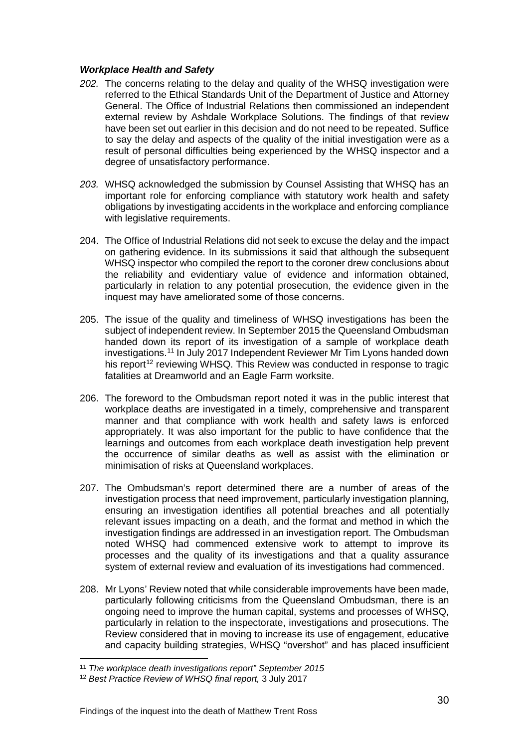***Workplace Health and Safety***

*202.* The concerns relating to the delay and quality of the WHSQ investigation were referred to the Ethical Standards Unit of the Department of Justice and Attorney General. The Office of Industrial Relations then commissioned an independent external review by Ashdale Workplace Solutions. The findings of that review have been set out earlier in this decision and do not need to be repeated. Suffice to say the delay and aspects of the quality of the initial investigation were as a result of personal difficulties being experienced by the WHSQ inspector and a degree of unsatisfactory performance.

*203.* WHSQ acknowledged the submission by Counsel Assisting that WHSQ has an important role for enforcing compliance with statutory work health and safety obligations by investigating accidents in the workplace and enforcing compliance with legislative requirements.

204. The Office of Industrial Relations did not seek to excuse the delay and the impact on gathering evidence. In its submissions it said that although the subsequent WHSQ inspector who compiled the report to the coroner drew conclusions about the reliability and evidentiary value of evidence and information obtained, particularly in relation to any potential prosecution, the evidence given in the inquest may have ameliorated some of those concerns.

205. The issue of the quality and timeliness of WHSQ investigations has been the subject of independent review. In September 2015 the Queensland Ombudsman handed down its report of its investigation of a sample of workplace death investigations.[11] In July 2017 Independent Reviewer Mr Tim Lyons handed down his report[12] reviewing WHSQ. This Review was conducted in response to tragic fatalities at Dreamworld and an Eagle Farm worksite.

206. The foreword to the Ombudsman report noted it was in the public interest that workplace deaths are investigated in a timely, comprehensive and transparent manner and that compliance with work health and safety laws is enforced appropriately. It was also important for the public to have confidence that the learnings and outcomes from each workplace death investigation help prevent the occurrence of similar deaths as well as assist with the elimination or minimisation of risks at Queensland workplaces.

207. The Ombudsman's report determined there are a number of areas of the investigation process that need improvement, particularly investigation planning, ensuring an investigation identifies all potential breaches and all potentially relevant issues impacting on a death, and the format and method in which the investigation findings are addressed in an investigation report. The Ombudsman noted WHSQ had commenced extensive work to attempt to improve its processes and the quality of its investigations and that a quality assurance system of external review and evaluation of its investigations had commenced.

208. Mr Lyons' Review noted that while considerable improvements have been made, particularly following criticisms from the Queensland Ombudsman, there is an ongoing need to improve the human capital, systems and processes of WHSQ, particularly in relation to the inspectorate, investigations and prosecutions. The Review considered that in moving to increase its use of engagement, educative and capacity building strategies, WHSQ "overshot" and has placed insufficient

[11] *The workplace death investigations report" September 2015*

[12] *Best Practice Review of WHSQ final report,* 3 July 2017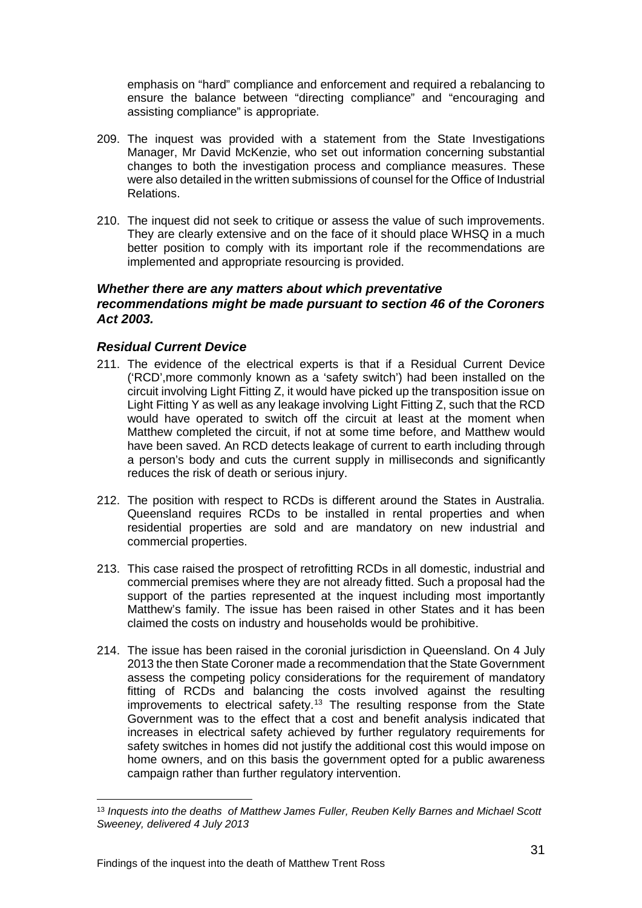emphasis on "hard" compliance and enforcement and required a rebalancing to ensure the balance between "directing compliance" and "encouraging and assisting compliance" is appropriate.

209. The inquest was provided with a statement from the State Investigations Manager, Mr David McKenzie, who set out information concerning substantial changes to both the investigation process and compliance measures. These were also detailed in the written submissions of counsel for the Office of Industrial Relations.

210. The inquest did not seek to critique or assess the value of such improvements. They are clearly extensive and on the face of it should place WHSQ in a much better position to comply with its important role if the recommendations are implemented and appropriate resourcing is provided.

### *Whether there are any matters about which preventative recommendations might be made pursuant to section 46 of the Coroners Act 2003.*

### *Residual Current Device*

211. The evidence of the electrical experts is that if a Residual Current Device ('RCD',more commonly known as a 'safety switch') had been installed on the circuit involving Light Fitting Z, it would have picked up the transposition issue on Light Fitting Y as well as any leakage involving Light Fitting Z, such that the RCD would have operated to switch off the circuit at least at the moment when Matthew completed the circuit, if not at some time before, and Matthew would have been saved. An RCD detects leakage of current to earth including through a person's body and cuts the current supply in milliseconds and significantly reduces the risk of death or serious injury.

212. The position with respect to RCDs is different around the States in Australia. Queensland requires RCDs to be installed in rental properties and when residential properties are sold and are mandatory on new industrial and commercial properties.

213. This case raised the prospect of retrofitting RCDs in all domestic, industrial and commercial premises where they are not already fitted. Such a proposal had the support of the parties represented at the inquest including most importantly Matthew's family. The issue has been raised in other States and it has been claimed the costs on industry and households would be prohibitive.

214. The issue has been raised in the coronial jurisdiction in Queensland. On 4 July 2013 the then State Coroner made a recommendation that the State Government assess the competing policy considerations for the requirement of mandatory fitting of RCDs and balancing the costs involved against the resulting improvements to electrical safety.[13] The resulting response from the State Government was to the effect that a cost and benefit analysis indicated that increases in electrical safety achieved by further regulatory requirements for safety switches in homes did not justify the additional cost this would impose on home owners, and on this basis the government opted for a public awareness campaign rather than further regulatory intervention.

[13] *Inquests into the deaths of Matthew James Fuller, Reuben Kelly Barnes and Michael Scott Sweeney, delivered 4 July 2013*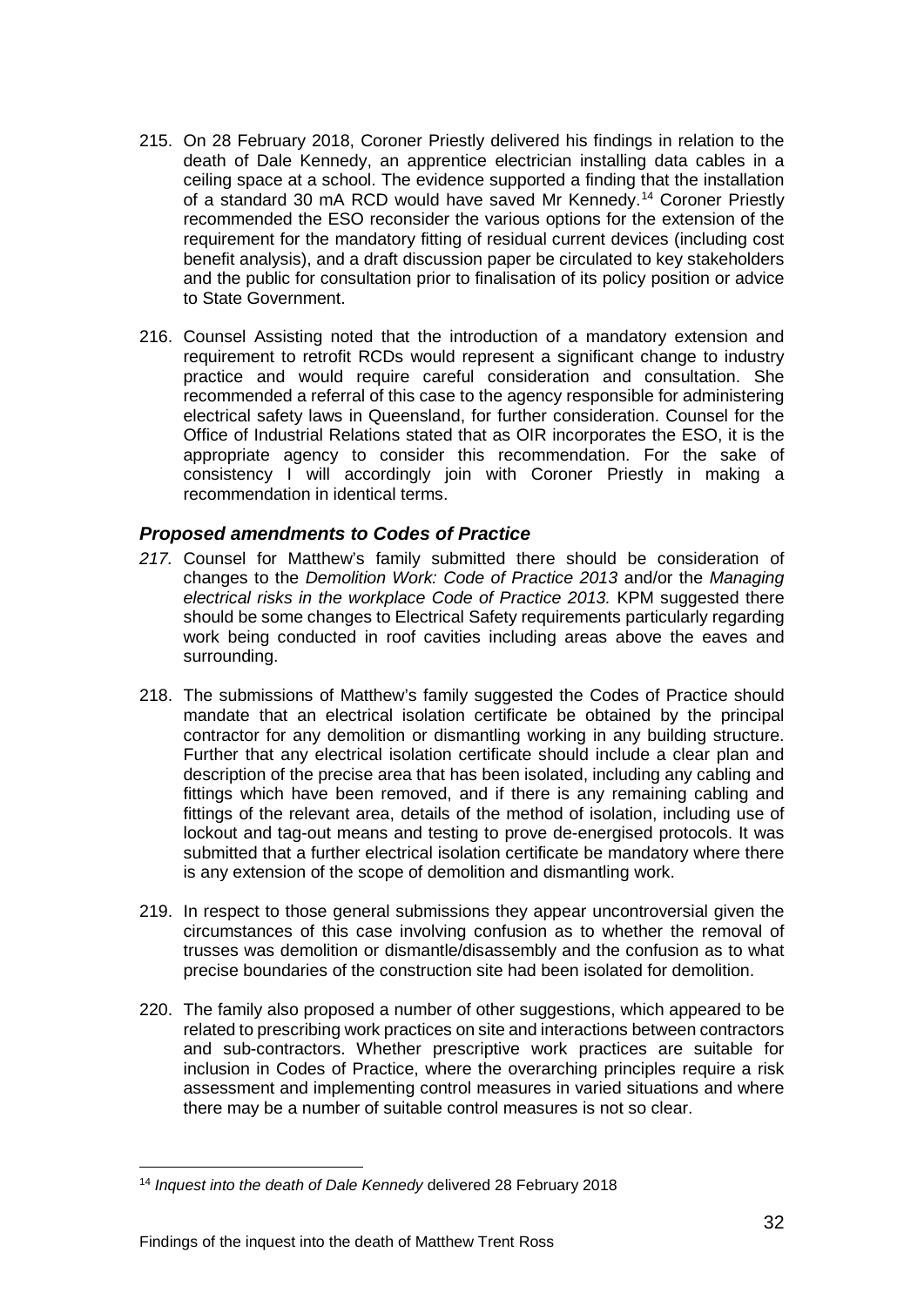215. On 28 February 2018, Coroner Priestly delivered his findings in relation to the death of Dale Kennedy, an apprentice electrician installing data cables in a ceiling space at a school. The evidence supported a finding that the installation of a standard 30 mA RCD would have saved Mr Kennedy.[14] Coroner Priestly recommended the ESO reconsider the various options for the extension of the requirement for the mandatory fitting of residual current devices (including cost benefit analysis), and a draft discussion paper be circulated to key stakeholders and the public for consultation prior to finalisation of its policy position or advice to State Government.

216. Counsel Assisting noted that the introduction of a mandatory extension and requirement to retrofit RCDs would represent a significant change to industry practice and would require careful consideration and consultation. She recommended a referral of this case to the agency responsible for administering electrical safety laws in Queensland, for further consideration. Counsel for the Office of Industrial Relations stated that as OIR incorporates the ESO, it is the appropriate agency to consider this recommendation. For the sake of consistency I will accordingly join with Coroner Priestly in making a recommendation in identical terms.

### *Proposed amendments to Codes of Practice*

*217.* Counsel for Matthew's family submitted there should be consideration of changes to the *Demolition Work: Code of Practice 2013* and/or the *Managing electrical risks in the workplace Code of Practice 2013.* KPM suggested there should be some changes to Electrical Safety requirements particularly regarding work being conducted in roof cavities including areas above the eaves and surrounding.

218. The submissions of Matthew's family suggested the Codes of Practice should mandate that an electrical isolation certificate be obtained by the principal contractor for any demolition or dismantling working in any building structure. Further that any electrical isolation certificate should include a clear plan and description of the precise area that has been isolated, including any cabling and fittings which have been removed, and if there is any remaining cabling and fittings of the relevant area, details of the method of isolation, including use of lockout and tag-out means and testing to prove de-energised protocols. It was submitted that a further electrical isolation certificate be mandatory where there is any extension of the scope of demolition and dismantling work.

219. In respect to those general submissions they appear uncontroversial given the circumstances of this case involving confusion as to whether the removal of trusses was demolition or dismantle/disassembly and the confusion as to what precise boundaries of the construction site had been isolated for demolition.

220. The family also proposed a number of other suggestions, which appeared to be related to prescribing work practices on site and interactions between contractors and sub-contractors. Whether prescriptive work practices are suitable for inclusion in Codes of Practice, where the overarching principles require a risk assessment and implementing control measures in varied situations and where there may be a number of suitable control measures is not so clear.

[14] *Inquest into the death of Dale Kennedy* delivered 28 February 2018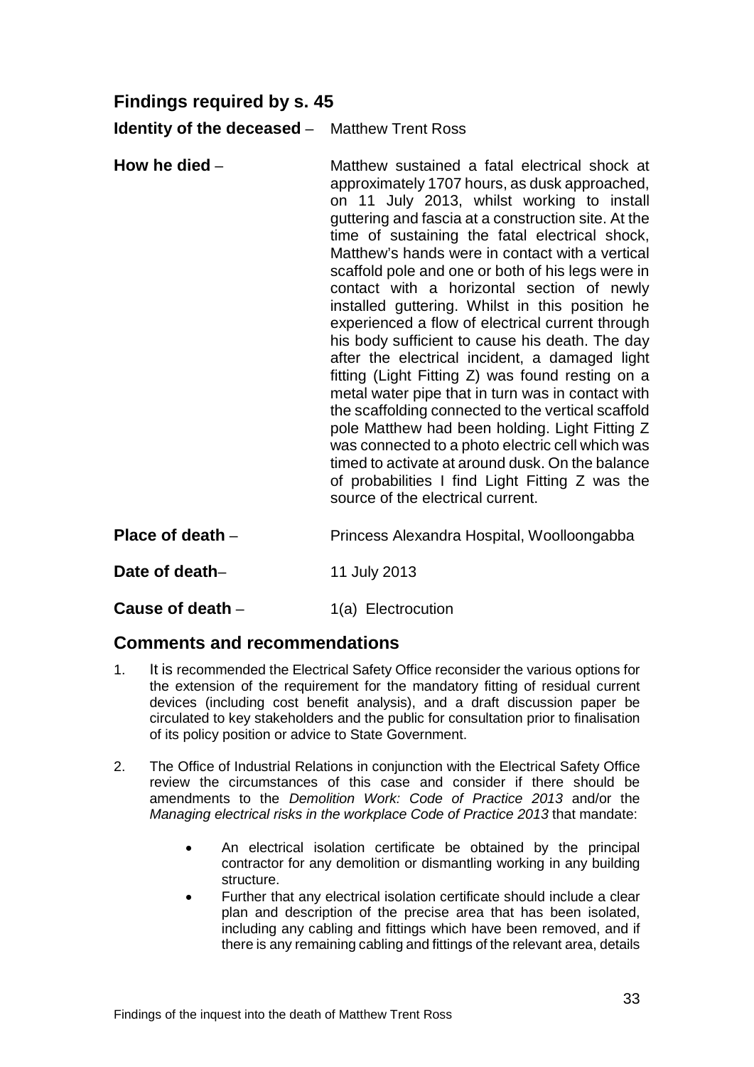## Findings required by s. 45

**Identity of the deceased** – Matthew Trent Ross

**How he died** – Matthew sustained a fatal electrical shock at approximately 1707 hours, as dusk approached, on 11 July 2013, whilst working to install guttering and fascia at a construction site. At the time of sustaining the fatal electrical shock, Matthew's hands were in contact with a vertical scaffold pole and one or both of his legs were in contact with a horizontal section of newly installed guttering. Whilst in this position he experienced a flow of electrical current through his body sufficient to cause his death. The day after the electrical incident, a damaged light fitting (Light Fitting Z) was found resting on a metal water pipe that in turn was in contact with the scaffolding connected to the vertical scaffold pole Matthew had been holding. Light Fitting Z was connected to a photo electric cell which was timed to activate at around dusk. On the balance of probabilities I find Light Fitting Z was the source of the electrical current.

**Place of death** – Princess Alexandra Hospital, Woolloongabba

**Date of death**– 11 July 2013

**Cause of death** – 1(a) Electrocution

## Comments and recommendations

1. It is recommended the Electrical Safety Office reconsider the various options for the extension of the requirement for the mandatory fitting of residual current devices (including cost benefit analysis), and a draft discussion paper be circulated to key stakeholders and the public for consultation prior to finalisation of its policy position or advice to State Government.

2. The Office of Industrial Relations in conjunction with the Electrical Safety Office review the circumstances of this case and consider if there should be amendments to the *Demolition Work: Code of Practice 2013* and/or the *Managing electrical risks in the workplace Code of Practice 2013* that mandate:

    - An electrical isolation certificate be obtained by the principal contractor for any demolition or dismantling working in any building structure.
    - Further that any electrical isolation certificate should include a clear plan and description of the precise area that has been isolated, including any cabling and fittings which have been removed, and if there is any remaining cabling and fittings of the relevant area, details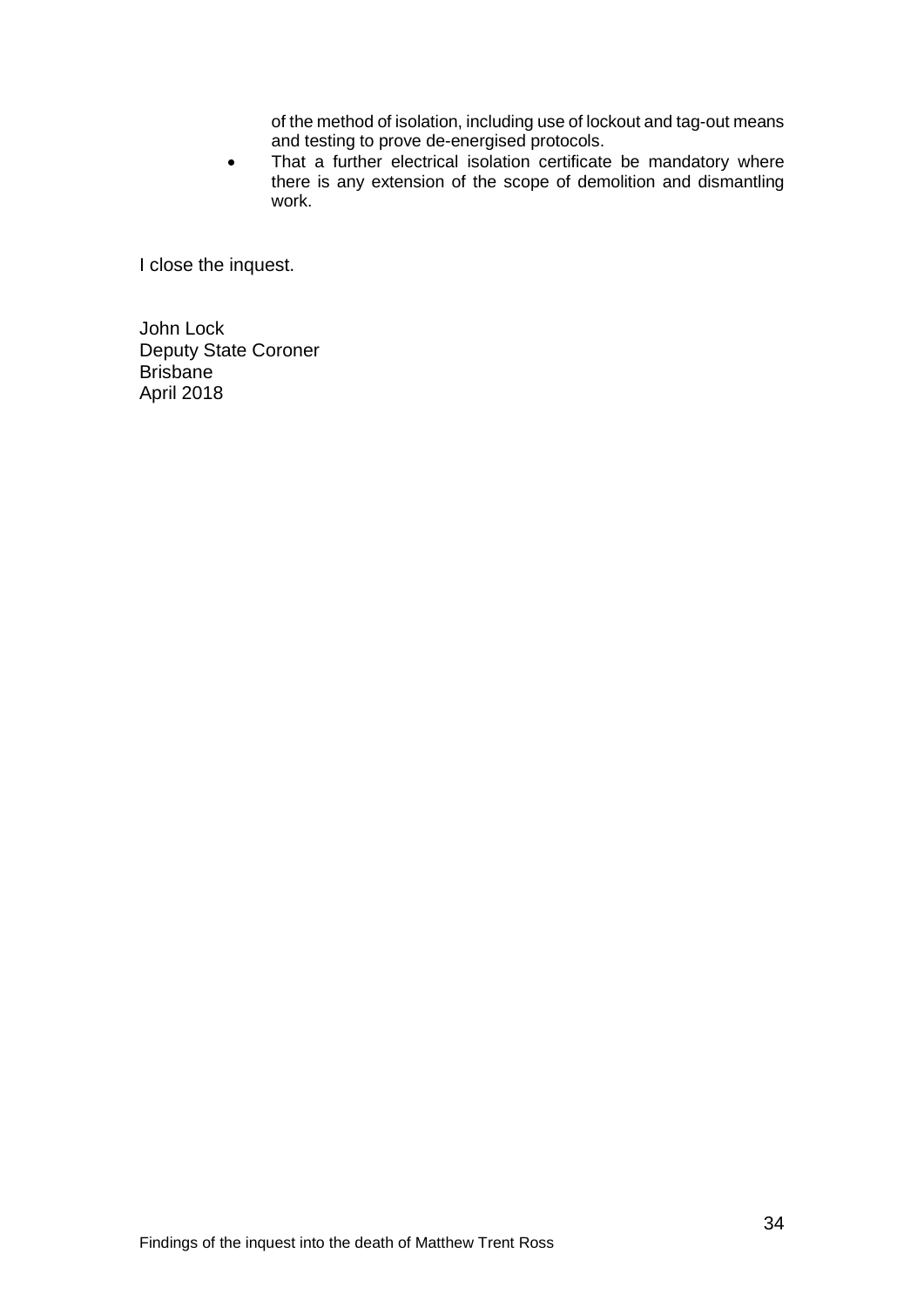of the method of isolation, including use of lockout and tag-out means and testing to prove de-energised protocols.

- That a further electrical isolation certificate be mandatory where there is any extension of the scope of demolition and dismantling work.

I close the inquest.

John Lock
Deputy State Coroner
Brisbane
April 2018